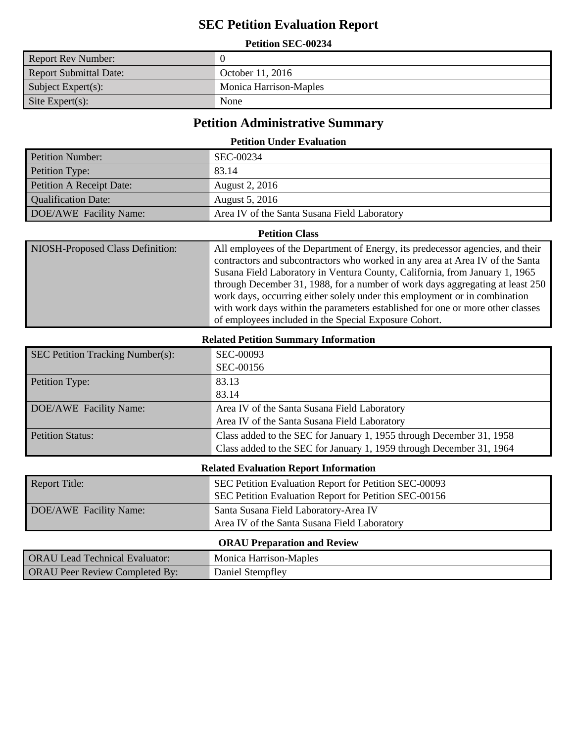# SEC Petition Evaluation Report

**Petition SEC-00234**

| | |
|---|---|
| Report Rev Number: | 0 |
| Report Submittal Date: | October 11, 2016 |
| Subject Expert(s): | Monica Harrison-Maples |
| Site Expert(s): | None |

## Petition Administrative Summary

**Petition Under Evaluation**

| | |
|---|---|
| Petition Number: | SEC-00234 |
| Petition Type: | 83.14 |
| Petition A Receipt Date: | August 2, 2016 |
| Qualification Date: | August 5, 2016 |
| DOE/AWE Facility Name: | Area IV of the Santa Susana Field Laboratory |

**Petition Class**

| | |
|---|---|
| NIOSH-Proposed Class Definition: | All employees of the Department of Energy, its predecessor agencies, and their contractors and subcontractors who worked in any area at Area IV of the Santa Susana Field Laboratory in Ventura County, California, from January 1, 1965 through December 31, 1988, for a number of work days aggregating at least 250 work days, occurring either solely under this employment or in combination with work days within the parameters established for one or more other classes of employees included in the Special Exposure Cohort. |

**Related Petition Summary Information**

| | |
|---|---|
| SEC Petition Tracking Number(s): | SEC-00093<br>SEC-00156 |
| Petition Type: | 83.13<br>83.14 |
| DOE/AWE Facility Name: | Area IV of the Santa Susana Field Laboratory<br>Area IV of the Santa Susana Field Laboratory |
| Petition Status: | Class added to the SEC for January 1, 1955 through December 31, 1958<br>Class added to the SEC for January 1, 1959 through December 31, 1964 |

**Related Evaluation Report Information**

| | |
|---|---|
| Report Title: | SEC Petition Evaluation Report for Petition SEC-00093<br>SEC Petition Evaluation Report for Petition SEC-00156 |
| DOE/AWE Facility Name: | Santa Susana Field Laboratory-Area IV<br>Area IV of the Santa Susana Field Laboratory |

**ORAU Preparation and Review**

| | |
|---|---|
| ORAU Lead Technical Evaluator: | Monica Harrison-Maples |
| ORAU Peer Review Completed By: | Daniel Stempfley |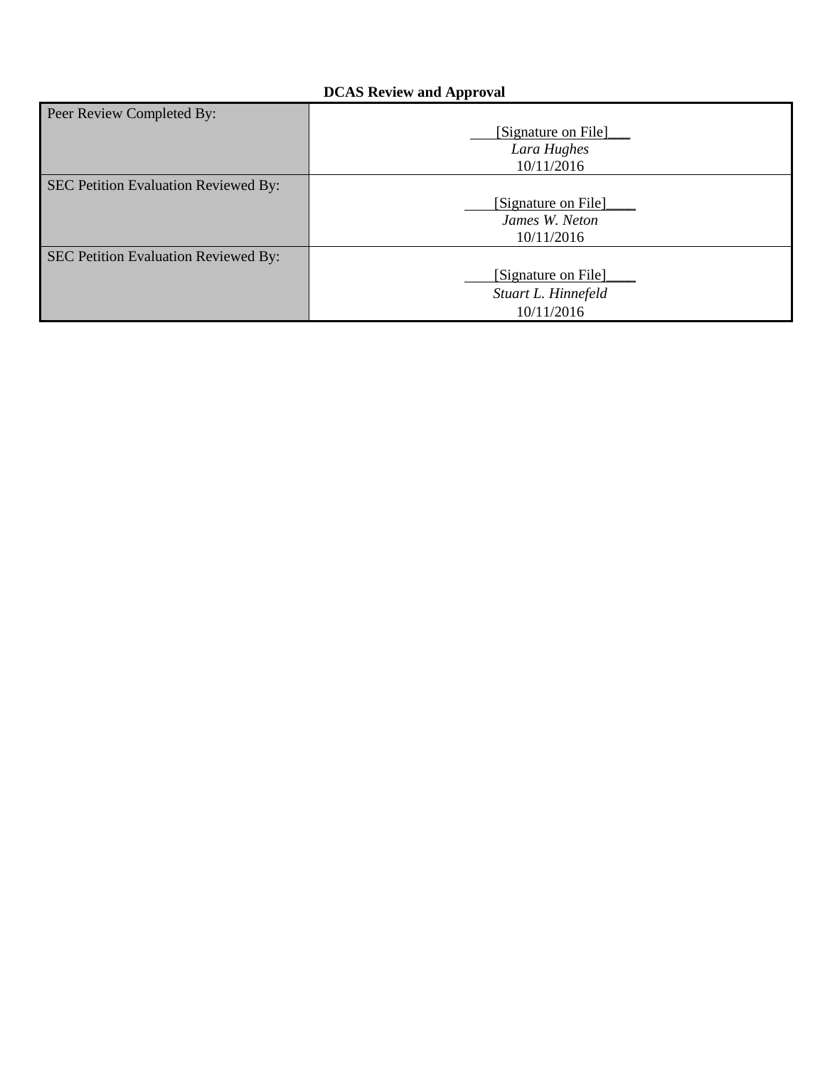**DCAS Review and Approval**

| | |
|---|---|
| Peer Review Completed By: | [Signature on File]___<br>*Lara Hughes*<br>10/11/2016 |
| SEC Petition Evaluation Reviewed By: | [Signature on File]____<br>*James W. Neton*<br>10/11/2016 |
| SEC Petition Evaluation Reviewed By: | [Signature on File]____<br>*Stuart L. Hinnefeld*<br>10/11/2016 |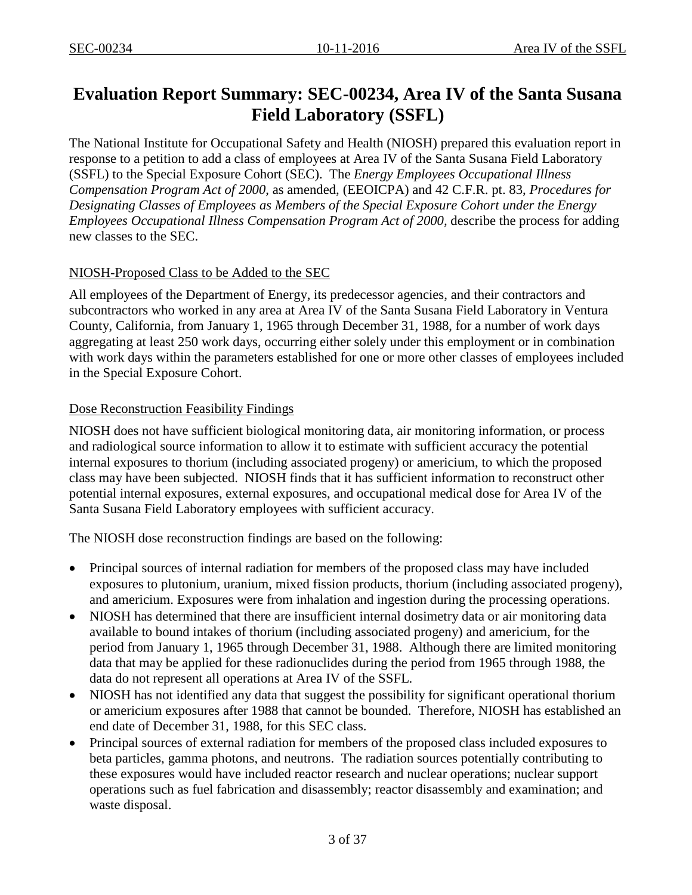# Evaluation Report Summary: SEC-00234, Area IV of the Santa Susana Field Laboratory (SSFL)

The National Institute for Occupational Safety and Health (NIOSH) prepared this evaluation report in response to a petition to add a class of employees at Area IV of the Santa Susana Field Laboratory (SSFL) to the Special Exposure Cohort (SEC). The *Energy Employees Occupational Illness Compensation Program Act of 2000*, as amended, (EEOICPA) and 42 C.F.R. pt. 83, *Procedures for Designating Classes of Employees as Members of the Special Exposure Cohort under the Energy Employees Occupational Illness Compensation Program Act of 2000*, describe the process for adding new classes to the SEC.

## NIOSH-Proposed Class to be Added to the SEC

All employees of the Department of Energy, its predecessor agencies, and their contractors and subcontractors who worked in any area at Area IV of the Santa Susana Field Laboratory in Ventura County, California, from January 1, 1965 through December 31, 1988, for a number of work days aggregating at least 250 work days, occurring either solely under this employment or in combination with work days within the parameters established for one or more other classes of employees included in the Special Exposure Cohort.

## Dose Reconstruction Feasibility Findings

NIOSH does not have sufficient biological monitoring data, air monitoring information, or process and radiological source information to allow it to estimate with sufficient accuracy the potential internal exposures to thorium (including associated progeny) or americium, to which the proposed class may have been subjected. NIOSH finds that it has sufficient information to reconstruct other potential internal exposures, external exposures, and occupational medical dose for Area IV of the Santa Susana Field Laboratory employees with sufficient accuracy.

The NIOSH dose reconstruction findings are based on the following:

- Principal sources of internal radiation for members of the proposed class may have included exposures to plutonium, uranium, mixed fission products, thorium (including associated progeny), and americium. Exposures were from inhalation and ingestion during the processing operations.
- NIOSH has determined that there are insufficient internal dosimetry data or air monitoring data available to bound intakes of thorium (including associated progeny) and americium, for the period from January 1, 1965 through December 31, 1988. Although there are limited monitoring data that may be applied for these radionuclides during the period from 1965 through 1988, the data do not represent all operations at Area IV of the SSFL.
- NIOSH has not identified any data that suggest the possibility for significant operational thorium or americium exposures after 1988 that cannot be bounded. Therefore, NIOSH has established an end date of December 31, 1988, for this SEC class.
- Principal sources of external radiation for members of the proposed class included exposures to beta particles, gamma photons, and neutrons. The radiation sources potentially contributing to these exposures would have included reactor research and nuclear operations; nuclear support operations such as fuel fabrication and disassembly; reactor disassembly and examination; and waste disposal.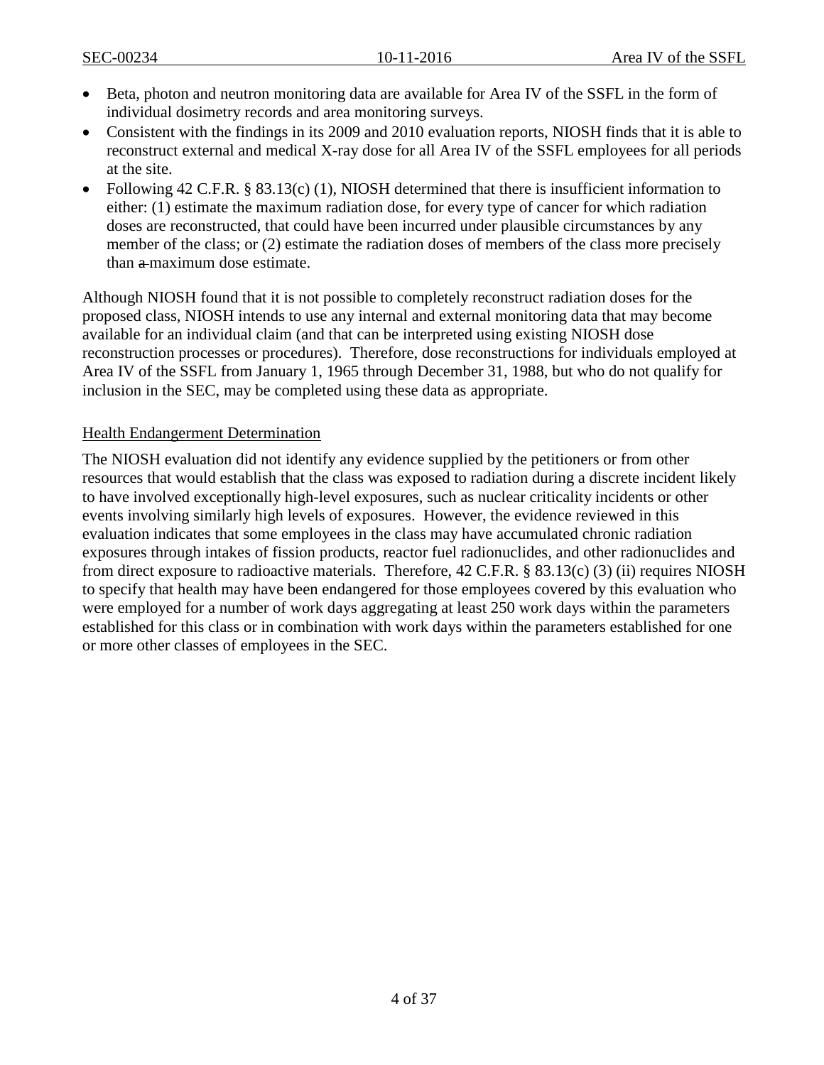- Beta, photon and neutron monitoring data are available for Area IV of the SSFL in the form of individual dosimetry records and area monitoring surveys.
- Consistent with the findings in its 2009 and 2010 evaluation reports, NIOSH finds that it is able to reconstruct external and medical X-ray dose for all Area IV of the SSFL employees for all periods at the site.
- Following 42 C.F.R. § 83.13(c) (1), NIOSH determined that there is insufficient information to either: (1) estimate the maximum radiation dose, for every type of cancer for which radiation doses are reconstructed, that could have been incurred under plausible circumstances by any member of the class; or (2) estimate the radiation doses of members of the class more precisely than ~~a~~ maximum dose estimate.

Although NIOSH found that it is not possible to completely reconstruct radiation doses for the proposed class, NIOSH intends to use any internal and external monitoring data that may become available for an individual claim (and that can be interpreted using existing NIOSH dose reconstruction processes or procedures). Therefore, dose reconstructions for individuals employed at Area IV of the SSFL from January 1, 1965 through December 31, 1988, but who do not qualify for inclusion in the SEC, may be completed using these data as appropriate.

## Health Endangerment Determination

The NIOSH evaluation did not identify any evidence supplied by the petitioners or from other resources that would establish that the class was exposed to radiation during a discrete incident likely to have involved exceptionally high-level exposures, such as nuclear criticality incidents or other events involving similarly high levels of exposures. However, the evidence reviewed in this evaluation indicates that some employees in the class may have accumulated chronic radiation exposures through intakes of fission products, reactor fuel radionuclides, and other radionuclides and from direct exposure to radioactive materials. Therefore, 42 C.F.R. § 83.13(c) (3) (ii) requires NIOSH to specify that health may have been endangered for those employees covered by this evaluation who were employed for a number of work days aggregating at least 250 work days within the parameters established for this class or in combination with work days within the parameters established for one or more other classes of employees in the SEC.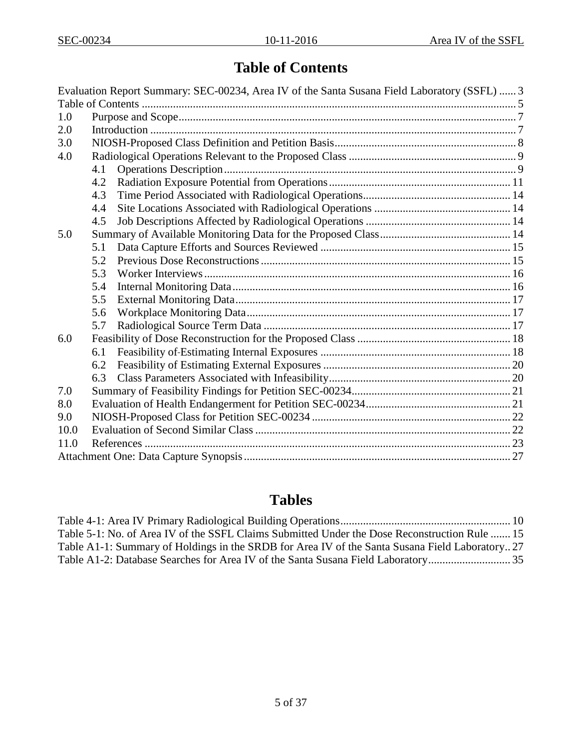# Table of Contents

Evaluation Report Summary: SEC-00234, Area IV of the Santa Susana Field Laboratory (SSFL) ...... 3
Table of Contents .................................................................................................................... 5
1.0 Purpose and Scope ...................................................................................................... 7
2.0 Introduction ................................................................................................................ 7
3.0 NIOSH-Proposed Class Definition and Petition Basis ............................................................... 8
4.0 Radiological Operations Relevant to the Proposed Class ........................................................... 9
  4.1 Operations Description ..................................................................................................... 9
  4.2 Radiation Exposure Potential from Operations ............................................................... 11
  4.3 Time Period Associated with Radiological Operations .................................................... 14
  4.4 Site Locations Associated with Radiological Operations ................................................ 14
  4.5 Job Descriptions Affected by Radiological Operations ................................................... 14
5.0 Summary of Available Monitoring Data for the Proposed Class ............................................. 14
  5.1 Data Capture Efforts and Sources Reviewed ................................................................... 15
  5.2 Previous Dose Reconstructions ........................................................................................ 15
  5.3 Worker Interviews ........................................................................................................... 16
  5.4 Internal Monitoring Data ................................................................................................. 16
  5.5 External Monitoring Data ................................................................................................ 17
  5.6 Workplace Monitoring Data ............................................................................................. 17
  5.7 Radiological Source Term Data ....................................................................................... 17
6.0 Feasibility of Dose Reconstruction for the Proposed Class ...................................................... 18
  6.1 Feasibility of Estimating Internal Exposures ................................................................... 18
  6.2 Feasibility of Estimating External Exposures .................................................................. 20
  6.3 Class Parameters Associated with Infeasibility ................................................................ 20
7.0 Summary of Feasibility Findings for Petition SEC-00234 ........................................................ 21
8.0 Evaluation of Health Endangerment for Petition SEC-00234 ................................................... 21
9.0 NIOSH-Proposed Class for Petition SEC-00234 ...................................................................... 22
10.0 Evaluation of Second Similar Class .......................................................................................... 22
11.0 References ................................................................................................................................. 23
Attachment One: Data Capture Synopsis ..................................................................................... 27

# Tables

Table 4-1: Area IV Primary Radiological Building Operations ........................................................... 10
Table 5-1: No. of Area IV of the SSFL Claims Submitted Under the Dose Reconstruction Rule ....... 15
Table A1-1: Summary of Holdings in the SRDB for Area IV of the Santa Susana Field Laboratory .. 27
Table A1-2: Database Searches for Area IV of the Santa Susana Field Laboratory ............................ 35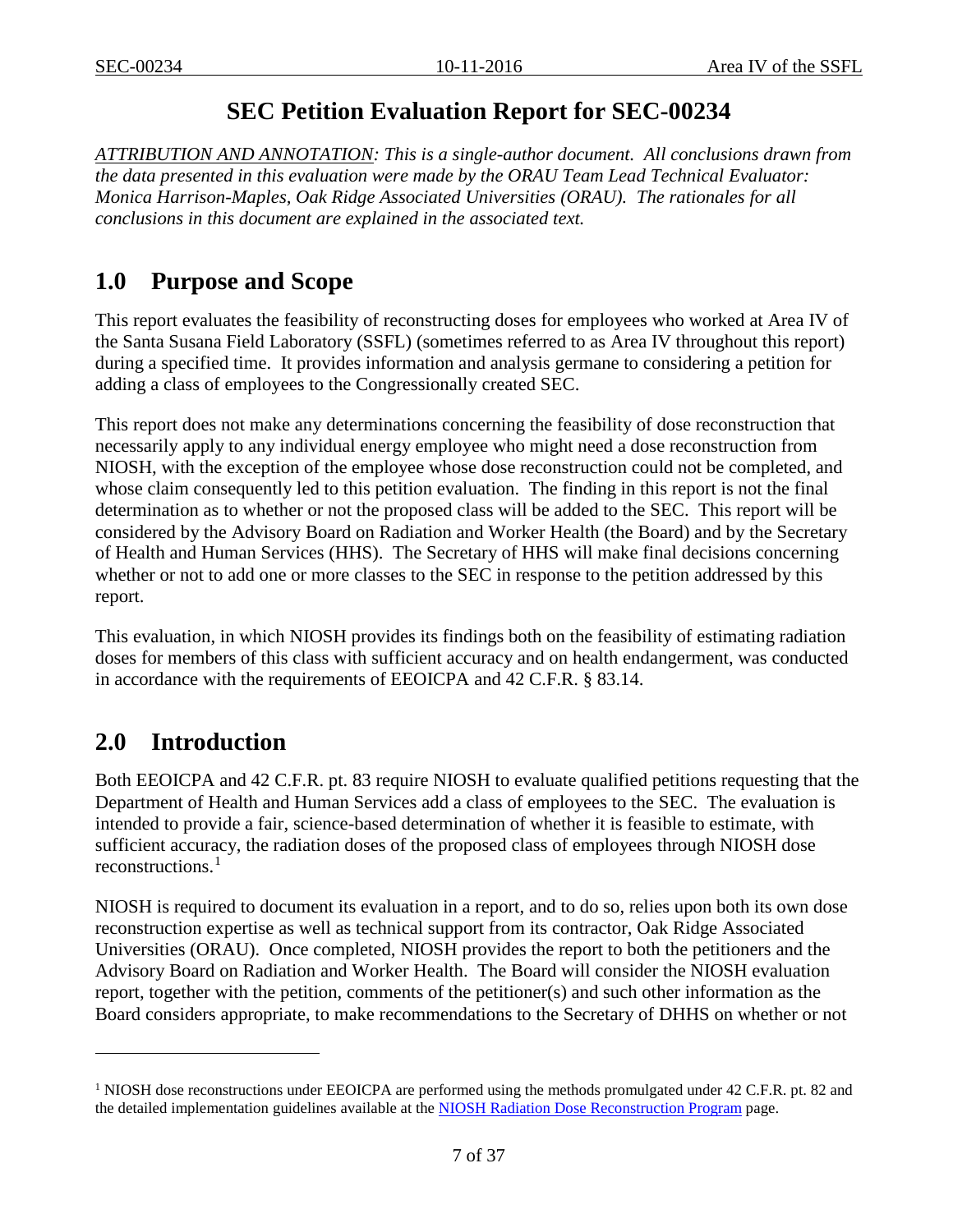# SEC Petition Evaluation Report for SEC-00234

*ATTRIBUTION AND ANNOTATION: This is a single-author document. All conclusions drawn from the data presented in this evaluation were made by the ORAU Team Lead Technical Evaluator: Monica Harrison-Maples, Oak Ridge Associated Universities (ORAU). The rationales for all conclusions in this document are explained in the associated text.*

## 1.0 Purpose and Scope

This report evaluates the feasibility of reconstructing doses for employees who worked at Area IV of the Santa Susana Field Laboratory (SSFL) (sometimes referred to as Area IV throughout this report) during a specified time. It provides information and analysis germane to considering a petition for adding a class of employees to the Congressionally created SEC.

This report does not make any determinations concerning the feasibility of dose reconstruction that necessarily apply to any individual energy employee who might need a dose reconstruction from NIOSH, with the exception of the employee whose dose reconstruction could not be completed, and whose claim consequently led to this petition evaluation. The finding in this report is not the final determination as to whether or not the proposed class will be added to the SEC. This report will be considered by the Advisory Board on Radiation and Worker Health (the Board) and by the Secretary of Health and Human Services (HHS). The Secretary of HHS will make final decisions concerning whether or not to add one or more classes to the SEC in response to the petition addressed by this report.

This evaluation, in which NIOSH provides its findings both on the feasibility of estimating radiation doses for members of this class with sufficient accuracy and on health endangerment, was conducted in accordance with the requirements of EEOICPA and 42 C.F.R. § 83.14.

## 2.0 Introduction

Both EEOICPA and 42 C.F.R. pt. 83 require NIOSH to evaluate qualified petitions requesting that the Department of Health and Human Services add a class of employees to the SEC. The evaluation is intended to provide a fair, science-based determination of whether it is feasible to estimate, with sufficient accuracy, the radiation doses of the proposed class of employees through NIOSH dose reconstructions.[1]

NIOSH is required to document its evaluation in a report, and to do so, relies upon both its own dose reconstruction expertise as well as technical support from its contractor, Oak Ridge Associated Universities (ORAU). Once completed, NIOSH provides the report to both the petitioners and the Advisory Board on Radiation and Worker Health. The Board will consider the NIOSH evaluation report, together with the petition, comments of the petitioner(s) and such other information as the Board considers appropriate, to make recommendations to the Secretary of DHHS on whether or not

---

[1] NIOSH dose reconstructions under EEOICPA are performed using the methods promulgated under 42 C.F.R. pt. 82 and the detailed implementation guidelines available at the NIOSH Radiation Dose Reconstruction Program page.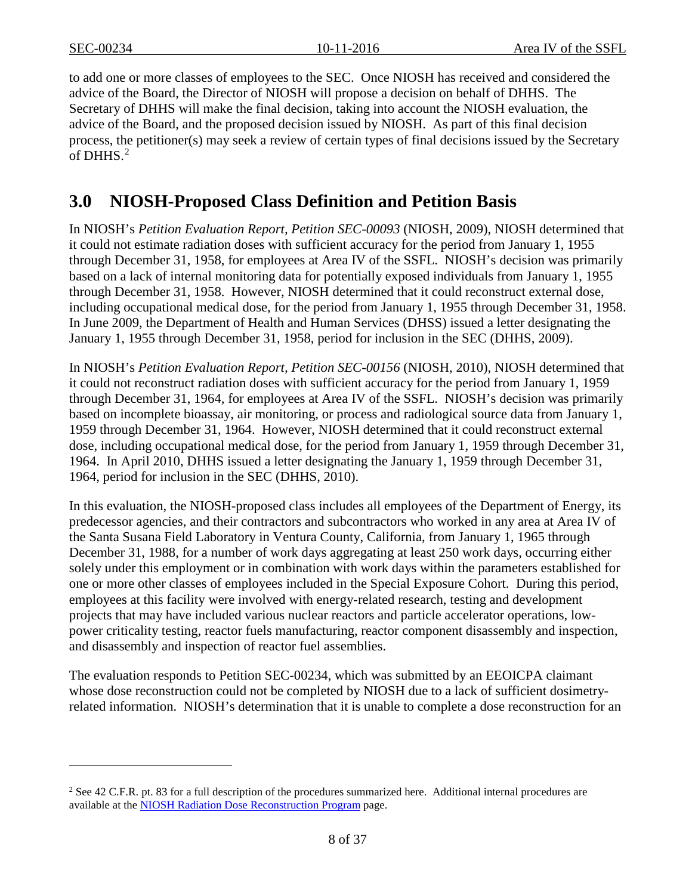to add one or more classes of employees to the SEC. Once NIOSH has received and considered the advice of the Board, the Director of NIOSH will propose a decision on behalf of DHHS. The Secretary of DHHS will make the final decision, taking into account the NIOSH evaluation, the advice of the Board, and the proposed decision issued by NIOSH. As part of this final decision process, the petitioner(s) may seek a review of certain types of final decisions issued by the Secretary of DHHS.[2]

## 3.0 NIOSH-Proposed Class Definition and Petition Basis

In NIOSH's *Petition Evaluation Report, Petition SEC-00093* (NIOSH, 2009), NIOSH determined that it could not estimate radiation doses with sufficient accuracy for the period from January 1, 1955 through December 31, 1958, for employees at Area IV of the SSFL. NIOSH's decision was primarily based on a lack of internal monitoring data for potentially exposed individuals from January 1, 1955 through December 31, 1958. However, NIOSH determined that it could reconstruct external dose, including occupational medical dose, for the period from January 1, 1955 through December 31, 1958. In June 2009, the Department of Health and Human Services (DHSS) issued a letter designating the January 1, 1955 through December 31, 1958, period for inclusion in the SEC (DHHS, 2009).

In NIOSH's *Petition Evaluation Report, Petition SEC-00156* (NIOSH, 2010), NIOSH determined that it could not reconstruct radiation doses with sufficient accuracy for the period from January 1, 1959 through December 31, 1964, for employees at Area IV of the SSFL. NIOSH's decision was primarily based on incomplete bioassay, air monitoring, or process and radiological source data from January 1, 1959 through December 31, 1964. However, NIOSH determined that it could reconstruct external dose, including occupational medical dose, for the period from January 1, 1959 through December 31, 1964. In April 2010, DHHS issued a letter designating the January 1, 1959 through December 31, 1964, period for inclusion in the SEC (DHHS, 2010).

In this evaluation, the NIOSH-proposed class includes all employees of the Department of Energy, its predecessor agencies, and their contractors and subcontractors who worked in any area at Area IV of the Santa Susana Field Laboratory in Ventura County, California, from January 1, 1965 through December 31, 1988, for a number of work days aggregating at least 250 work days, occurring either solely under this employment or in combination with work days within the parameters established for one or more other classes of employees included in the Special Exposure Cohort. During this period, employees at this facility were involved with energy-related research, testing and development projects that may have included various nuclear reactors and particle accelerator operations, low-power criticality testing, reactor fuels manufacturing, reactor component disassembly and inspection, and disassembly and inspection of reactor fuel assemblies.

The evaluation responds to Petition SEC-00234, which was submitted by an EEOICPA claimant whose dose reconstruction could not be completed by NIOSH due to a lack of sufficient dosimetry-related information. NIOSH's determination that it is unable to complete a dose reconstruction for an

---

[2] See 42 C.F.R. pt. 83 for a full description of the procedures summarized here. Additional internal procedures are available at the NIOSH Radiation Dose Reconstruction Program page.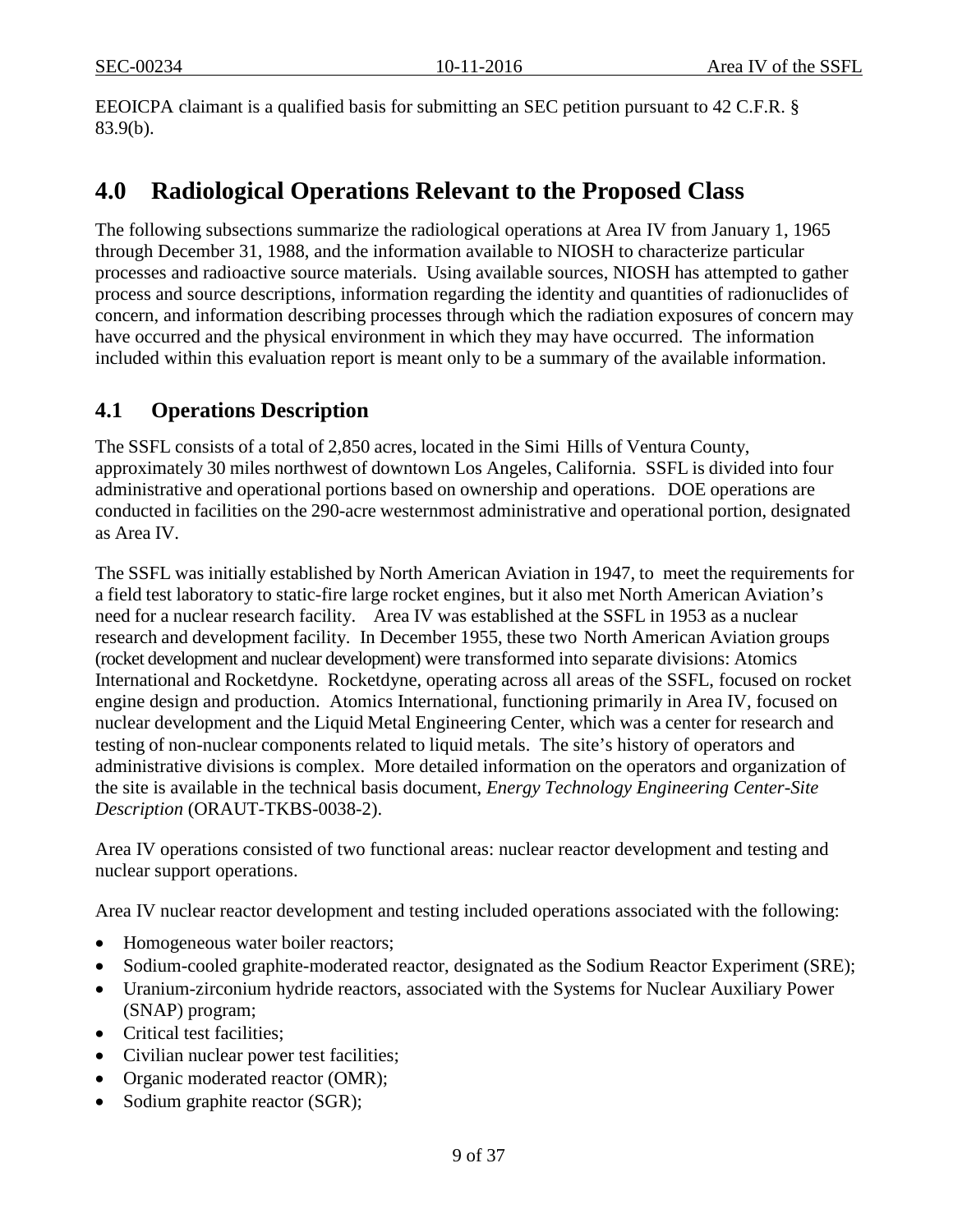EEOICPA claimant is a qualified basis for submitting an SEC petition pursuant to 42 C.F.R. § 83.9(b).

# 4.0 Radiological Operations Relevant to the Proposed Class

The following subsections summarize the radiological operations at Area IV from January 1, 1965 through December 31, 1988, and the information available to NIOSH to characterize particular processes and radioactive source materials. Using available sources, NIOSH has attempted to gather process and source descriptions, information regarding the identity and quantities of radionuclides of concern, and information describing processes through which the radiation exposures of concern may have occurred and the physical environment in which they may have occurred. The information included within this evaluation report is meant only to be a summary of the available information.

## 4.1 Operations Description

The SSFL consists of a total of 2,850 acres, located in the Simi Hills of Ventura County, approximately 30 miles northwest of downtown Los Angeles, California. SSFL is divided into four administrative and operational portions based on ownership and operations. DOE operations are conducted in facilities on the 290-acre westernmost administrative and operational portion, designated as Area IV.

The SSFL was initially established by North American Aviation in 1947, to meet the requirements for a field test laboratory to static-fire large rocket engines, but it also met North American Aviation's need for a nuclear research facility. Area IV was established at the SSFL in 1953 as a nuclear research and development facility. In December 1955, these two North American Aviation groups (rocket development and nuclear development) were transformed into separate divisions: Atomics International and Rocketdyne. Rocketdyne, operating across all areas of the SSFL, focused on rocket engine design and production. Atomics International, functioning primarily in Area IV, focused on nuclear development and the Liquid Metal Engineering Center, which was a center for research and testing of non-nuclear components related to liquid metals. The site's history of operators and administrative divisions is complex. More detailed information on the operators and organization of the site is available in the technical basis document, *Energy Technology Engineering Center-Site Description* (ORAUT-TKBS-0038-2).

Area IV operations consisted of two functional areas: nuclear reactor development and testing and nuclear support operations.

Area IV nuclear reactor development and testing included operations associated with the following:

- Homogeneous water boiler reactors;
- Sodium-cooled graphite-moderated reactor, designated as the Sodium Reactor Experiment (SRE);
- Uranium-zirconium hydride reactors, associated with the Systems for Nuclear Auxiliary Power (SNAP) program;
- Critical test facilities;
- Civilian nuclear power test facilities;
- Organic moderated reactor (OMR);
- Sodium graphite reactor (SGR);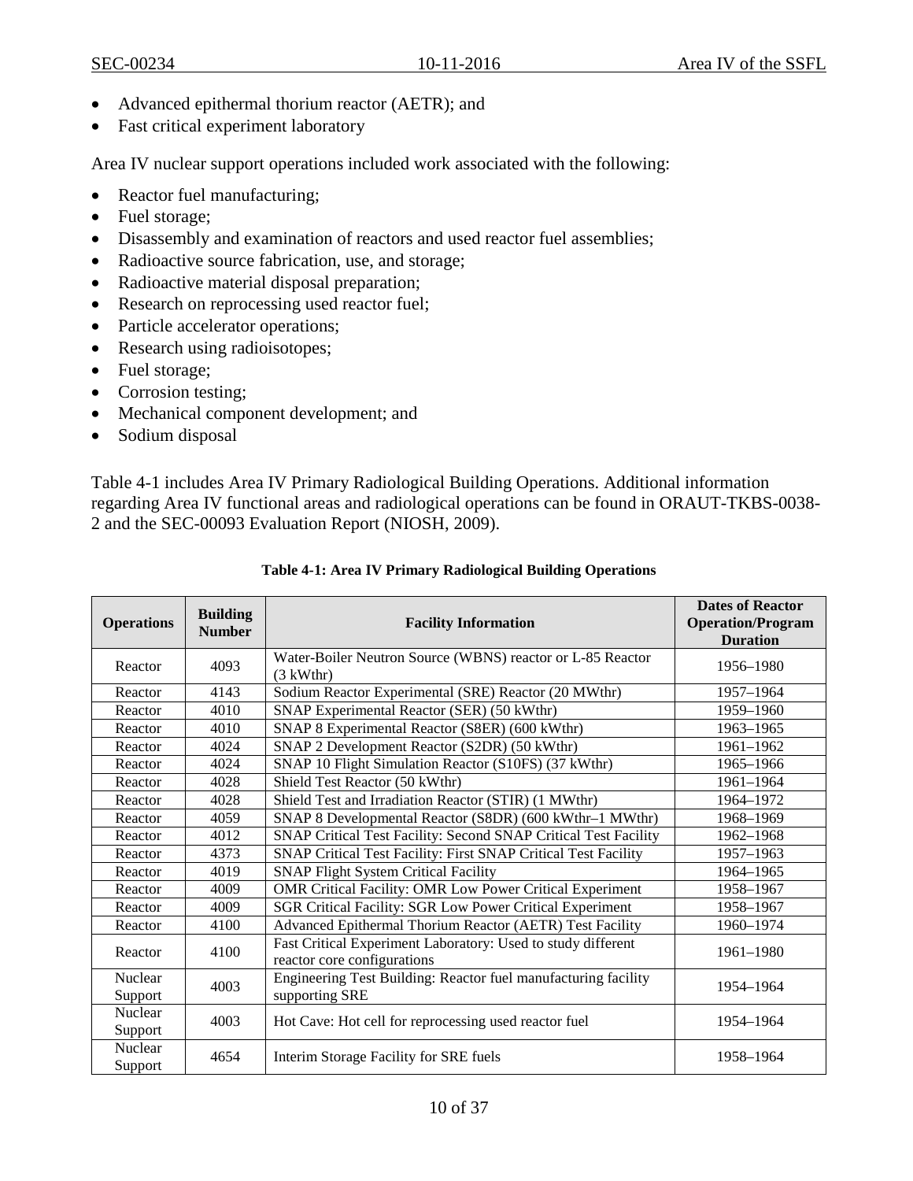- Advanced epithermal thorium reactor (AETR); and
- Fast critical experiment laboratory

Area IV nuclear support operations included work associated with the following:

- Reactor fuel manufacturing;
- Fuel storage;
- Disassembly and examination of reactors and used reactor fuel assemblies;
- Radioactive source fabrication, use, and storage;
- Radioactive material disposal preparation;
- Research on reprocessing used reactor fuel;
- Particle accelerator operations;
- Research using radioisotopes;
- Fuel storage;
- Corrosion testing;
- Mechanical component development; and
- Sodium disposal

Table 4-1 includes Area IV Primary Radiological Building Operations. Additional information regarding Area IV functional areas and radiological operations can be found in ORAUT-TKBS-0038-2 and the SEC-00093 Evaluation Report (NIOSH, 2009).

**Table 4-1: Area IV Primary Radiological Building Operations**

| Operations | Building Number | Facility Information | Dates of Reactor Operation/Program Duration |
|---|---|---|---|
| Reactor | 4093 | Water-Boiler Neutron Source (WBNS) reactor or L-85 Reactor (3 kWthr) | 1956–1980 |
| Reactor | 4143 | Sodium Reactor Experimental (SRE) Reactor (20 MWthr) | 1957–1964 |
| Reactor | 4010 | SNAP Experimental Reactor (SER) (50 kWthr) | 1959–1960 |
| Reactor | 4010 | SNAP 8 Experimental Reactor (S8ER) (600 kWthr) | 1963–1965 |
| Reactor | 4024 | SNAP 2 Development Reactor (S2DR) (50 kWthr) | 1961–1962 |
| Reactor | 4024 | SNAP 10 Flight Simulation Reactor (S10FS) (37 kWthr) | 1965–1966 |
| Reactor | 4028 | Shield Test Reactor (50 kWthr) | 1961–1964 |
| Reactor | 4028 | Shield Test and Irradiation Reactor (STIR) (1 MWthr) | 1964–1972 |
| Reactor | 4059 | SNAP 8 Developmental Reactor (S8DR) (600 kWthr–1 MWthr) | 1968–1969 |
| Reactor | 4012 | SNAP Critical Test Facility: Second SNAP Critical Test Facility | 1962–1968 |
| Reactor | 4373 | SNAP Critical Test Facility: First SNAP Critical Test Facility | 1957–1963 |
| Reactor | 4019 | SNAP Flight System Critical Facility | 1964–1965 |
| Reactor | 4009 | OMR Critical Facility: OMR Low Power Critical Experiment | 1958–1967 |
| Reactor | 4009 | SGR Critical Facility: SGR Low Power Critical Experiment | 1958–1967 |
| Reactor | 4100 | Advanced Epithermal Thorium Reactor (AETR) Test Facility | 1960–1974 |
| Reactor | 4100 | Fast Critical Experiment Laboratory: Used to study different reactor core configurations | 1961–1980 |
| Nuclear Support | 4003 | Engineering Test Building: Reactor fuel manufacturing facility supporting SRE | 1954–1964 |
| Nuclear Support | 4003 | Hot Cave: Hot cell for reprocessing used reactor fuel | 1954–1964 |
| Nuclear Support | 4654 | Interim Storage Facility for SRE fuels | 1958–1964 |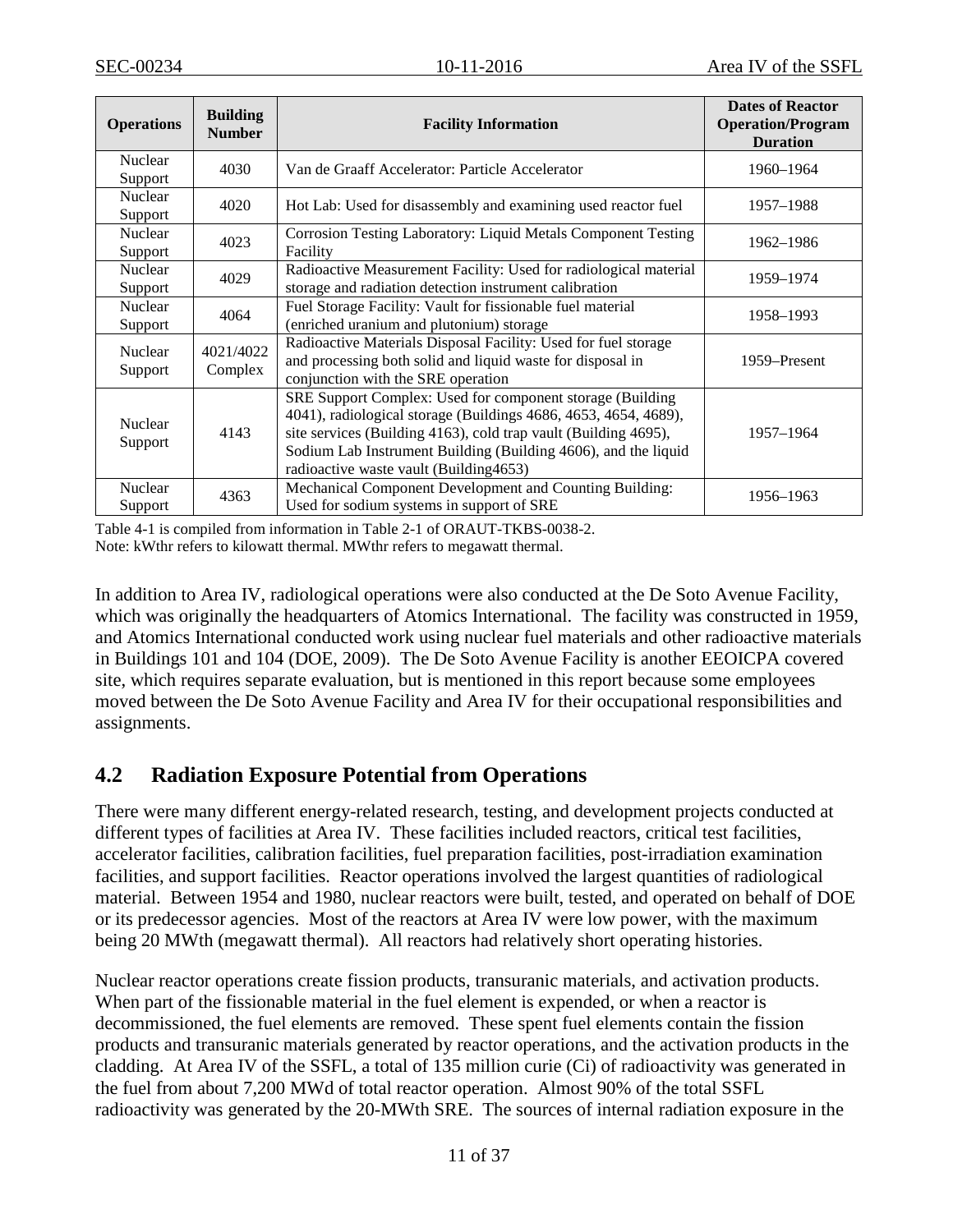| Operations | Building Number | Facility Information | Dates of Reactor Operation/Program Duration |
|---|---|---|---|
| Nuclear Support | 4030 | Van de Graaff Accelerator: Particle Accelerator | 1960–1964 |
| Nuclear Support | 4020 | Hot Lab: Used for disassembly and examining used reactor fuel | 1957–1988 |
| Nuclear Support | 4023 | Corrosion Testing Laboratory: Liquid Metals Component Testing Facility | 1962–1986 |
| Nuclear Support | 4029 | Radioactive Measurement Facility: Used for radiological material storage and radiation detection instrument calibration | 1959–1974 |
| Nuclear Support | 4064 | Fuel Storage Facility: Vault for fissionable fuel material (enriched uranium and plutonium) storage | 1958–1993 |
| Nuclear Support | 4021/4022 Complex | Radioactive Materials Disposal Facility: Used for fuel storage and processing both solid and liquid waste for disposal in conjunction with the SRE operation | 1959–Present |
| Nuclear Support | 4143 | SRE Support Complex: Used for component storage (Building 4041), radiological storage (Buildings 4686, 4653, 4654, 4689), site services (Building 4163), cold trap vault (Building 4695), Sodium Lab Instrument Building (Building 4606), and the liquid radioactive waste vault (Building4653) | 1957–1964 |
| Nuclear Support | 4363 | Mechanical Component Development and Counting Building: Used for sodium systems in support of SRE | 1956–1963 |

Table 4-1 is compiled from information in Table 2-1 of ORAUT-TKBS-0038-2.
Note: kWthr refers to kilowatt thermal. MWthr refers to megawatt thermal.

In addition to Area IV, radiological operations were also conducted at the De Soto Avenue Facility, which was originally the headquarters of Atomics International. The facility was constructed in 1959, and Atomics International conducted work using nuclear fuel materials and other radioactive materials in Buildings 101 and 104 (DOE, 2009). The De Soto Avenue Facility is another EEOICPA covered site, which requires separate evaluation, but is mentioned in this report because some employees moved between the De Soto Avenue Facility and Area IV for their occupational responsibilities and assignments.

## 4.2 Radiation Exposure Potential from Operations

There were many different energy-related research, testing, and development projects conducted at different types of facilities at Area IV. These facilities included reactors, critical test facilities, accelerator facilities, calibration facilities, fuel preparation facilities, post-irradiation examination facilities, and support facilities. Reactor operations involved the largest quantities of radiological material. Between 1954 and 1980, nuclear reactors were built, tested, and operated on behalf of DOE or its predecessor agencies. Most of the reactors at Area IV were low power, with the maximum being 20 MWth (megawatt thermal). All reactors had relatively short operating histories.

Nuclear reactor operations create fission products, transuranic materials, and activation products. When part of the fissionable material in the fuel element is expended, or when a reactor is decommissioned, the fuel elements are removed. These spent fuel elements contain the fission products and transuranic materials generated by reactor operations, and the activation products in the cladding. At Area IV of the SSFL, a total of 135 million curie (Ci) of radioactivity was generated in the fuel from about 7,200 MWd of total reactor operation. Almost 90% of the total SSFL radioactivity was generated by the 20-MWth SRE. The sources of internal radiation exposure in the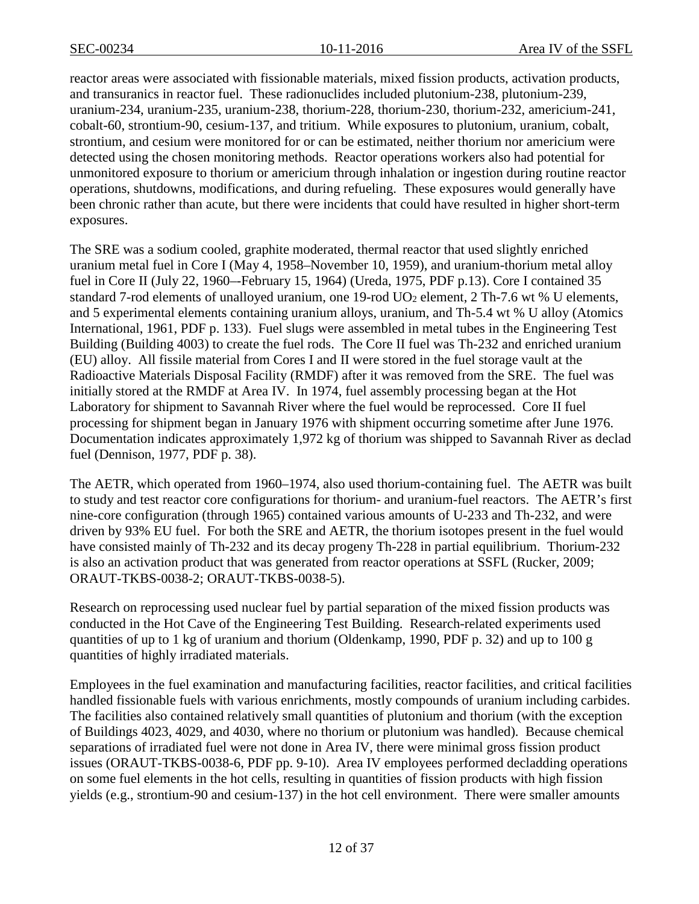reactor areas were associated with fissionable materials, mixed fission products, activation products, and transuranics in reactor fuel. These radionuclides included plutonium-238, plutonium-239, uranium-234, uranium-235, uranium-238, thorium-228, thorium-230, thorium-232, americium-241, cobalt-60, strontium-90, cesium-137, and tritium. While exposures to plutonium, uranium, cobalt, strontium, and cesium were monitored for or can be estimated, neither thorium nor americium were detected using the chosen monitoring methods. Reactor operations workers also had potential for unmonitored exposure to thorium or americium through inhalation or ingestion during routine reactor operations, shutdowns, modifications, and during refueling. These exposures would generally have been chronic rather than acute, but there were incidents that could have resulted in higher short-term exposures.

The SRE was a sodium cooled, graphite moderated, thermal reactor that used slightly enriched uranium metal fuel in Core I (May 4, 1958–November 10, 1959), and uranium-thorium metal alloy fuel in Core II (July 22, 1960–-February 15, 1964) (Ureda, 1975, PDF p.13). Core I contained 35 standard 7-rod elements of unalloyed uranium, one 19-rod $UO_2$ element, 2 Th-7.6 wt % U elements, and 5 experimental elements containing uranium alloys, uranium, and Th-5.4 wt % U alloy (Atomics International, 1961, PDF p. 133). Fuel slugs were assembled in metal tubes in the Engineering Test Building (Building 4003) to create the fuel rods. The Core II fuel was Th-232 and enriched uranium (EU) alloy. All fissile material from Cores I and II were stored in the fuel storage vault at the Radioactive Materials Disposal Facility (RMDF) after it was removed from the SRE. The fuel was initially stored at the RMDF at Area IV. In 1974, fuel assembly processing began at the Hot Laboratory for shipment to Savannah River where the fuel would be reprocessed. Core II fuel processing for shipment began in January 1976 with shipment occurring sometime after June 1976. Documentation indicates approximately 1,972 kg of thorium was shipped to Savannah River as declad fuel (Dennison, 1977, PDF p. 38).

The AETR, which operated from 1960–1974, also used thorium-containing fuel. The AETR was built to study and test reactor core configurations for thorium- and uranium-fuel reactors. The AETR's first nine-core configuration (through 1965) contained various amounts of U-233 and Th-232, and were driven by 93% EU fuel. For both the SRE and AETR, the thorium isotopes present in the fuel would have consisted mainly of Th-232 and its decay progeny Th-228 in partial equilibrium. Thorium-232 is also an activation product that was generated from reactor operations at SSFL (Rucker, 2009; ORAUT-TKBS-0038-2; ORAUT-TKBS-0038-5).

Research on reprocessing used nuclear fuel by partial separation of the mixed fission products was conducted in the Hot Cave of the Engineering Test Building. Research-related experiments used quantities of up to 1 kg of uranium and thorium (Oldenkamp, 1990, PDF p. 32) and up to 100 g quantities of highly irradiated materials.

Employees in the fuel examination and manufacturing facilities, reactor facilities, and critical facilities handled fissionable fuels with various enrichments, mostly compounds of uranium including carbides. The facilities also contained relatively small quantities of plutonium and thorium (with the exception of Buildings 4023, 4029, and 4030, where no thorium or plutonium was handled). Because chemical separations of irradiated fuel were not done in Area IV, there were minimal gross fission product issues (ORAUT-TKBS-0038-6, PDF pp. 9-10). Area IV employees performed decladding operations on some fuel elements in the hot cells, resulting in quantities of fission products with high fission yields (e.g., strontium-90 and cesium-137) in the hot cell environment. There were smaller amounts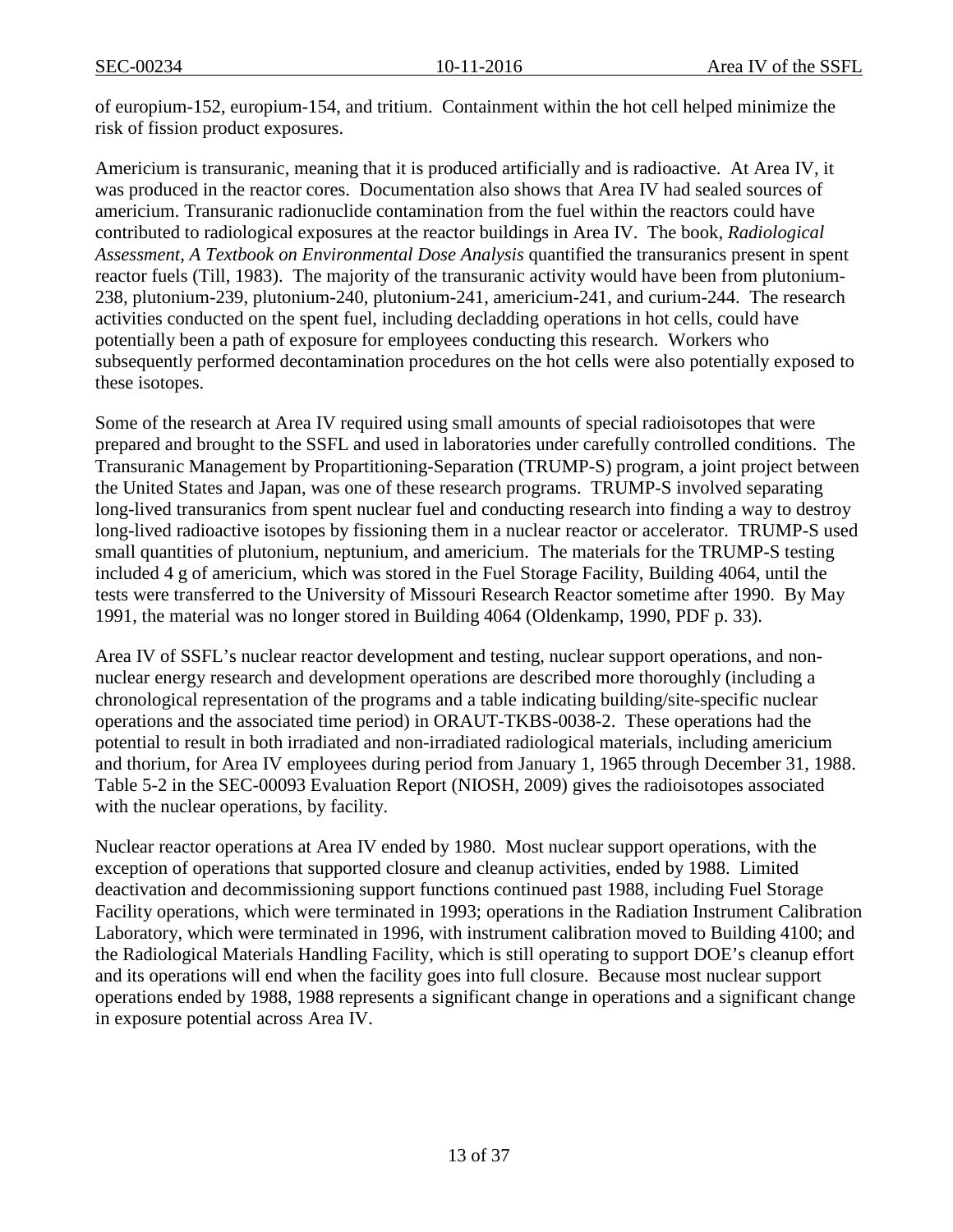of europium-152, europium-154, and tritium. Containment within the hot cell helped minimize the risk of fission product exposures.

Americium is transuranic, meaning that it is produced artificially and is radioactive. At Area IV, it was produced in the reactor cores. Documentation also shows that Area IV had sealed sources of americium. Transuranic radionuclide contamination from the fuel within the reactors could have contributed to radiological exposures at the reactor buildings in Area IV. The book, *Radiological Assessment, A Textbook on Environmental Dose Analysis* quantified the transuranics present in spent reactor fuels (Till, 1983). The majority of the transuranic activity would have been from plutonium-238, plutonium-239, plutonium-240, plutonium-241, americium-241, and curium-244. The research activities conducted on the spent fuel, including decladding operations in hot cells, could have potentially been a path of exposure for employees conducting this research. Workers who subsequently performed decontamination procedures on the hot cells were also potentially exposed to these isotopes.

Some of the research at Area IV required using small amounts of special radioisotopes that were prepared and brought to the SSFL and used in laboratories under carefully controlled conditions. The Transuranic Management by Propartitioning-Separation (TRUMP-S) program, a joint project between the United States and Japan, was one of these research programs. TRUMP-S involved separating long-lived transuranics from spent nuclear fuel and conducting research into finding a way to destroy long-lived radioactive isotopes by fissioning them in a nuclear reactor or accelerator. TRUMP-S used small quantities of plutonium, neptunium, and americium. The materials for the TRUMP-S testing included 4 g of americium, which was stored in the Fuel Storage Facility, Building 4064, until the tests were transferred to the University of Missouri Research Reactor sometime after 1990. By May 1991, the material was no longer stored in Building 4064 (Oldenkamp, 1990, PDF p. 33).

Area IV of SSFL's nuclear reactor development and testing, nuclear support operations, and non-nuclear energy research and development operations are described more thoroughly (including a chronological representation of the programs and a table indicating building/site-specific nuclear operations and the associated time period) in ORAUT-TKBS-0038-2. These operations had the potential to result in both irradiated and non-irradiated radiological materials, including americium and thorium, for Area IV employees during period from January 1, 1965 through December 31, 1988. Table 5-2 in the SEC-00093 Evaluation Report (NIOSH, 2009) gives the radioisotopes associated with the nuclear operations, by facility.

Nuclear reactor operations at Area IV ended by 1980. Most nuclear support operations, with the exception of operations that supported closure and cleanup activities, ended by 1988. Limited deactivation and decommissioning support functions continued past 1988, including Fuel Storage Facility operations, which were terminated in 1993; operations in the Radiation Instrument Calibration Laboratory, which were terminated in 1996, with instrument calibration moved to Building 4100; and the Radiological Materials Handling Facility, which is still operating to support DOE's cleanup effort and its operations will end when the facility goes into full closure. Because most nuclear support operations ended by 1988, 1988 represents a significant change in operations and a significant change in exposure potential across Area IV.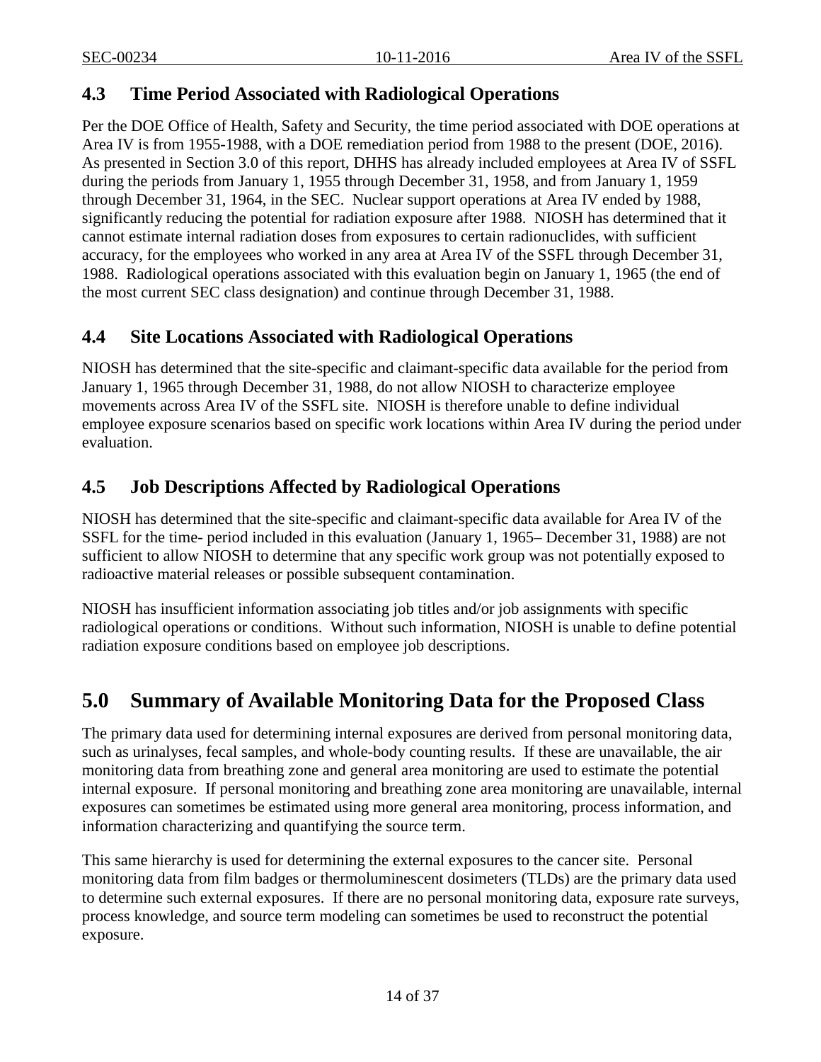## 4.3 Time Period Associated with Radiological Operations

Per the DOE Office of Health, Safety and Security, the time period associated with DOE operations at Area IV is from 1955-1988, with a DOE remediation period from 1988 to the present (DOE, 2016). As presented in Section 3.0 of this report, DHHS has already included employees at Area IV of SSFL during the periods from January 1, 1955 through December 31, 1958, and from January 1, 1959 through December 31, 1964, in the SEC. Nuclear support operations at Area IV ended by 1988, significantly reducing the potential for radiation exposure after 1988. NIOSH has determined that it cannot estimate internal radiation doses from exposures to certain radionuclides, with sufficient accuracy, for the employees who worked in any area at Area IV of the SSFL through December 31, 1988. Radiological operations associated with this evaluation begin on January 1, 1965 (the end of the most current SEC class designation) and continue through December 31, 1988.

## 4.4 Site Locations Associated with Radiological Operations

NIOSH has determined that the site-specific and claimant-specific data available for the period from January 1, 1965 through December 31, 1988, do not allow NIOSH to characterize employee movements across Area IV of the SSFL site. NIOSH is therefore unable to define individual employee exposure scenarios based on specific work locations within Area IV during the period under evaluation.

## 4.5 Job Descriptions Affected by Radiological Operations

NIOSH has determined that the site-specific and claimant-specific data available for Area IV of the SSFL for the time- period included in this evaluation (January 1, 1965– December 31, 1988) are not sufficient to allow NIOSH to determine that any specific work group was not potentially exposed to radioactive material releases or possible subsequent contamination.

NIOSH has insufficient information associating job titles and/or job assignments with specific radiological operations or conditions. Without such information, NIOSH is unable to define potential radiation exposure conditions based on employee job descriptions.

# 5.0 Summary of Available Monitoring Data for the Proposed Class

The primary data used for determining internal exposures are derived from personal monitoring data, such as urinalyses, fecal samples, and whole-body counting results. If these are unavailable, the air monitoring data from breathing zone and general area monitoring are used to estimate the potential internal exposure. If personal monitoring and breathing zone area monitoring are unavailable, internal exposures can sometimes be estimated using more general area monitoring, process information, and information characterizing and quantifying the source term.

This same hierarchy is used for determining the external exposures to the cancer site. Personal monitoring data from film badges or thermoluminescent dosimeters (TLDs) are the primary data used to determine such external exposures. If there are no personal monitoring data, exposure rate surveys, process knowledge, and source term modeling can sometimes be used to reconstruct the potential exposure.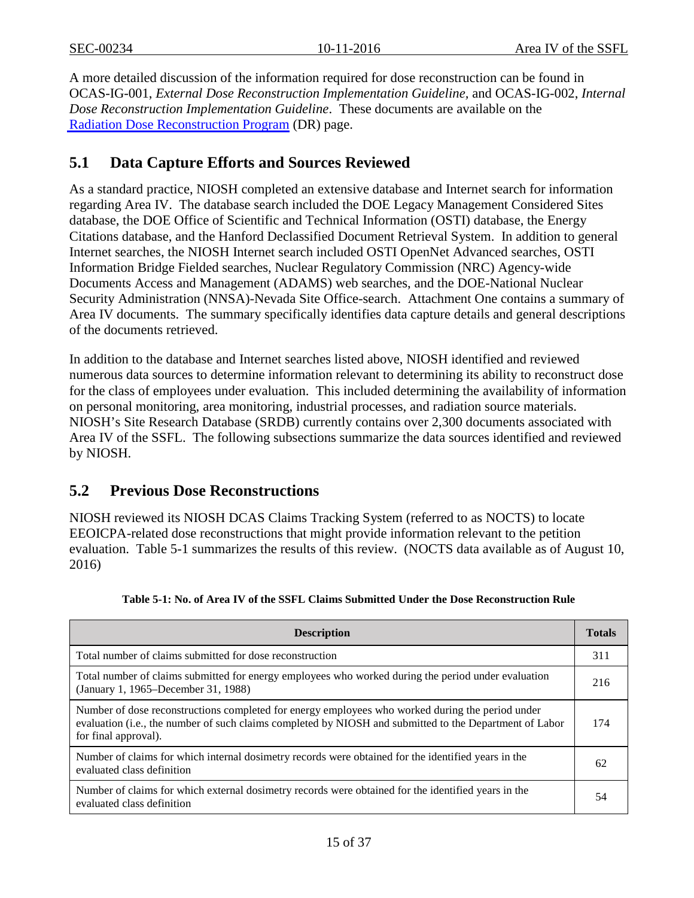A more detailed discussion of the information required for dose reconstruction can be found in OCAS-IG-001, *External Dose Reconstruction Implementation Guideline*, and OCAS-IG-002, *Internal Dose Reconstruction Implementation Guideline*. These documents are available on the Radiation Dose Reconstruction Program (DR) page.

## 5.1 Data Capture Efforts and Sources Reviewed

As a standard practice, NIOSH completed an extensive database and Internet search for information regarding Area IV. The database search included the DOE Legacy Management Considered Sites database, the DOE Office of Scientific and Technical Information (OSTI) database, the Energy Citations database, and the Hanford Declassified Document Retrieval System. In addition to general Internet searches, the NIOSH Internet search included OSTI OpenNet Advanced searches, OSTI Information Bridge Fielded searches, Nuclear Regulatory Commission (NRC) Agency-wide Documents Access and Management (ADAMS) web searches, and the DOE-National Nuclear Security Administration (NNSA)-Nevada Site Office-search. Attachment One contains a summary of Area IV documents. The summary specifically identifies data capture details and general descriptions of the documents retrieved.

In addition to the database and Internet searches listed above, NIOSH identified and reviewed numerous data sources to determine information relevant to determining its ability to reconstruct dose for the class of employees under evaluation. This included determining the availability of information on personal monitoring, area monitoring, industrial processes, and radiation source materials. NIOSH's Site Research Database (SRDB) currently contains over 2,300 documents associated with Area IV of the SSFL. The following subsections summarize the data sources identified and reviewed by NIOSH.

## 5.2 Previous Dose Reconstructions

NIOSH reviewed its NIOSH DCAS Claims Tracking System (referred to as NOCTS) to locate EEOICPA-related dose reconstructions that might provide information relevant to the petition evaluation. Table 5-1 summarizes the results of this review. (NOCTS data available as of August 10, 2016)

**Table 5-1: No. of Area IV of the SSFL Claims Submitted Under the Dose Reconstruction Rule**

| Description | Totals |
|---|---|
| Total number of claims submitted for dose reconstruction | 311 |
| Total number of claims submitted for energy employees who worked during the period under evaluation (January 1, 1965–December 31, 1988) | 216 |
| Number of dose reconstructions completed for energy employees who worked during the period under evaluation (i.e., the number of such claims completed by NIOSH and submitted to the Department of Labor for final approval). | 174 |
| Number of claims for which internal dosimetry records were obtained for the identified years in the evaluated class definition | 62 |
| Number of claims for which external dosimetry records were obtained for the identified years in the evaluated class definition | 54 |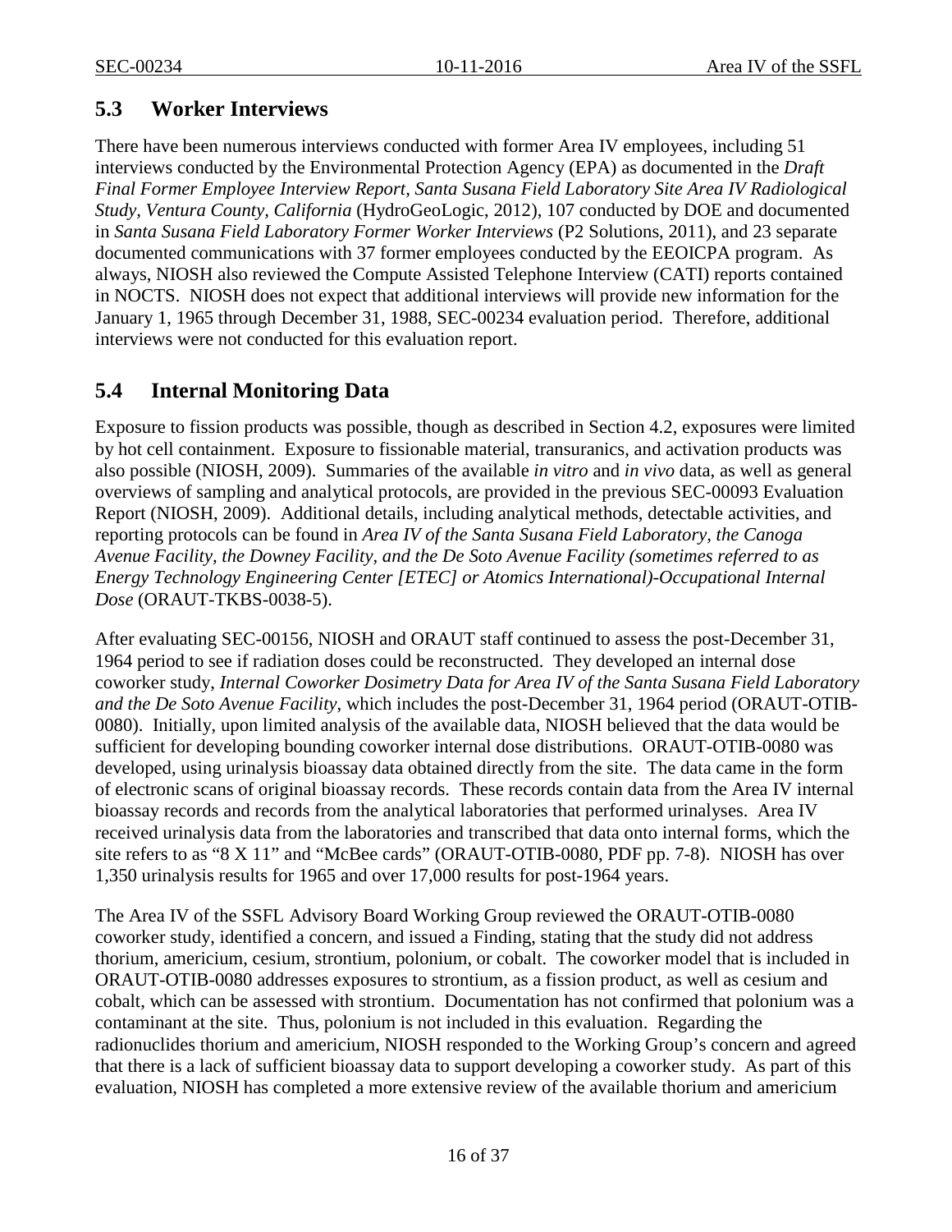## 5.3 Worker Interviews

There have been numerous interviews conducted with former Area IV employees, including 51 interviews conducted by the Environmental Protection Agency (EPA) as documented in the *Draft Final Former Employee Interview Report, Santa Susana Field Laboratory Site Area IV Radiological Study, Ventura County, California* (HydroGeoLogic, 2012), 107 conducted by DOE and documented in *Santa Susana Field Laboratory Former Worker Interviews* (P2 Solutions, 2011), and 23 separate documented communications with 37 former employees conducted by the EEOICPA program. As always, NIOSH also reviewed the Compute Assisted Telephone Interview (CATI) reports contained in NOCTS. NIOSH does not expect that additional interviews will provide new information for the January 1, 1965 through December 31, 1988, SEC-00234 evaluation period. Therefore, additional interviews were not conducted for this evaluation report.

## 5.4 Internal Monitoring Data

Exposure to fission products was possible, though as described in Section 4.2, exposures were limited by hot cell containment. Exposure to fissionable material, transuranics, and activation products was also possible (NIOSH, 2009). Summaries of the available *in vitro* and *in vivo* data, as well as general overviews of sampling and analytical protocols, are provided in the previous SEC-00093 Evaluation Report (NIOSH, 2009). Additional details, including analytical methods, detectable activities, and reporting protocols can be found in *Area IV of the Santa Susana Field Laboratory, the Canoga Avenue Facility, the Downey Facility, and the De Soto Avenue Facility (sometimes referred to as Energy Technology Engineering Center [ETEC] or Atomics International)-Occupational Internal Dose* (ORAUT-TKBS-0038-5).

After evaluating SEC-00156, NIOSH and ORAUT staff continued to assess the post-December 31, 1964 period to see if radiation doses could be reconstructed. They developed an internal dose coworker study, *Internal Coworker Dosimetry Data for Area IV of the Santa Susana Field Laboratory and the De Soto Avenue Facility*, which includes the post-December 31, 1964 period (ORAUT-OTIB-0080). Initially, upon limited analysis of the available data, NIOSH believed that the data would be sufficient for developing bounding coworker internal dose distributions. ORAUT-OTIB-0080 was developed, using urinalysis bioassay data obtained directly from the site. The data came in the form of electronic scans of original bioassay records. These records contain data from the Area IV internal bioassay records and records from the analytical laboratories that performed urinalyses. Area IV received urinalysis data from the laboratories and transcribed that data onto internal forms, which the site refers to as "8 X 11" and "McBee cards" (ORAUT-OTIB-0080, PDF pp. 7-8). NIOSH has over 1,350 urinalysis results for 1965 and over 17,000 results for post-1964 years.

The Area IV of the SSFL Advisory Board Working Group reviewed the ORAUT-OTIB-0080 coworker study, identified a concern, and issued a Finding, stating that the study did not address thorium, americium, cesium, strontium, polonium, or cobalt. The coworker model that is included in ORAUT-OTIB-0080 addresses exposures to strontium, as a fission product, as well as cesium and cobalt, which can be assessed with strontium. Documentation has not confirmed that polonium was a contaminant at the site. Thus, polonium is not included in this evaluation. Regarding the radionuclides thorium and americium, NIOSH responded to the Working Group's concern and agreed that there is a lack of sufficient bioassay data to support developing a coworker study. As part of this evaluation, NIOSH has completed a more extensive review of the available thorium and americium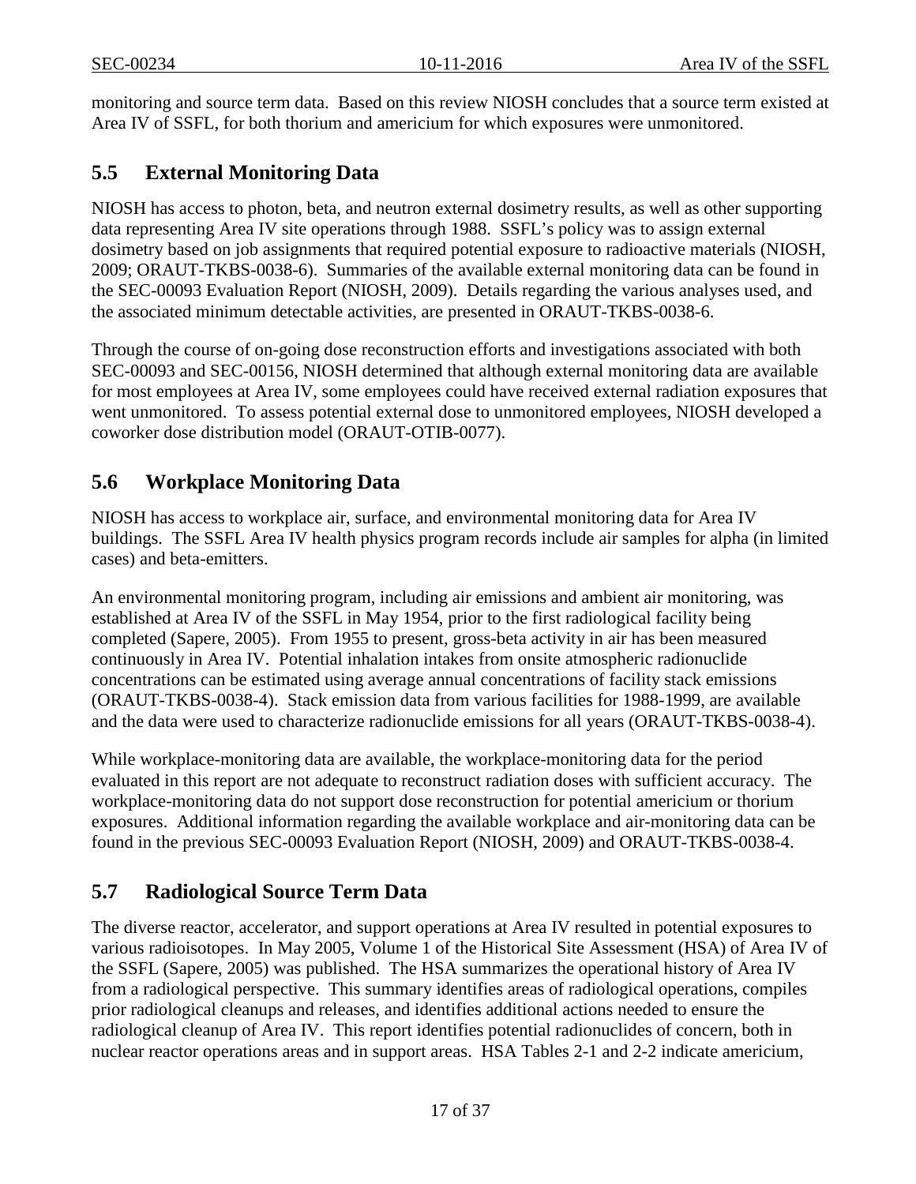monitoring and source term data. Based on this review NIOSH concludes that a source term existed at Area IV of SSFL, for both thorium and americium for which exposures were unmonitored.

## 5.5 External Monitoring Data

NIOSH has access to photon, beta, and neutron external dosimetry results, as well as other supporting data representing Area IV site operations through 1988. SSFL's policy was to assign external dosimetry based on job assignments that required potential exposure to radioactive materials (NIOSH, 2009; ORAUT-TKBS-0038-6). Summaries of the available external monitoring data can be found in the SEC-00093 Evaluation Report (NIOSH, 2009). Details regarding the various analyses used, and the associated minimum detectable activities, are presented in ORAUT-TKBS-0038-6.

Through the course of on-going dose reconstruction efforts and investigations associated with both SEC-00093 and SEC-00156, NIOSH determined that although external monitoring data are available for most employees at Area IV, some employees could have received external radiation exposures that went unmonitored. To assess potential external dose to unmonitored employees, NIOSH developed a coworker dose distribution model (ORAUT-OTIB-0077).

## 5.6 Workplace Monitoring Data

NIOSH has access to workplace air, surface, and environmental monitoring data for Area IV buildings. The SSFL Area IV health physics program records include air samples for alpha (in limited cases) and beta-emitters.

An environmental monitoring program, including air emissions and ambient air monitoring, was established at Area IV of the SSFL in May 1954, prior to the first radiological facility being completed (Sapere, 2005). From 1955 to present, gross-beta activity in air has been measured continuously in Area IV. Potential inhalation intakes from onsite atmospheric radionuclide concentrations can be estimated using average annual concentrations of facility stack emissions (ORAUT-TKBS-0038-4). Stack emission data from various facilities for 1988-1999, are available and the data were used to characterize radionuclide emissions for all years (ORAUT-TKBS-0038-4).

While workplace-monitoring data are available, the workplace-monitoring data for the period evaluated in this report are not adequate to reconstruct radiation doses with sufficient accuracy. The workplace-monitoring data do not support dose reconstruction for potential americium or thorium exposures. Additional information regarding the available workplace and air-monitoring data can be found in the previous SEC-00093 Evaluation Report (NIOSH, 2009) and ORAUT-TKBS-0038-4.

## 5.7 Radiological Source Term Data

The diverse reactor, accelerator, and support operations at Area IV resulted in potential exposures to various radioisotopes. In May 2005, Volume 1 of the Historical Site Assessment (HSA) of Area IV of the SSFL (Sapere, 2005) was published. The HSA summarizes the operational history of Area IV from a radiological perspective. This summary identifies areas of radiological operations, compiles prior radiological cleanups and releases, and identifies additional actions needed to ensure the radiological cleanup of Area IV. This report identifies potential radionuclides of concern, both in nuclear reactor operations areas and in support areas. HSA Tables 2-1 and 2-2 indicate americium,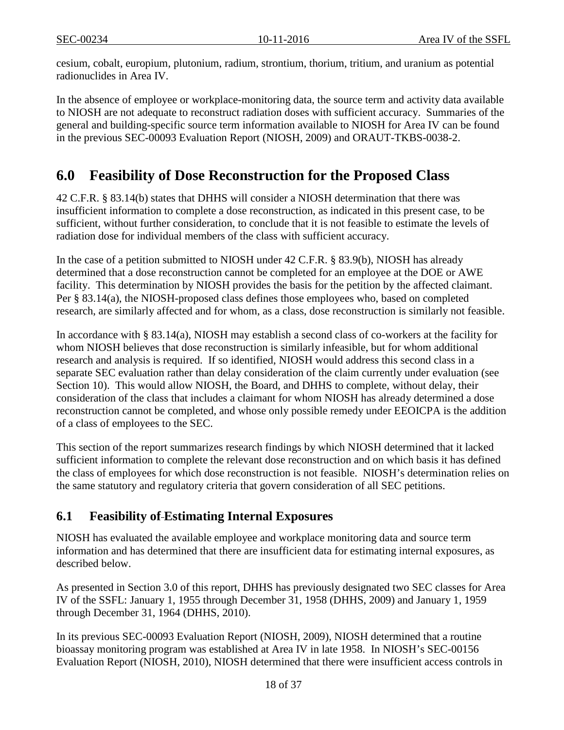cesium, cobalt, europium, plutonium, radium, strontium, thorium, tritium, and uranium as potential radionuclides in Area IV.

In the absence of employee or workplace-monitoring data, the source term and activity data available to NIOSH are not adequate to reconstruct radiation doses with sufficient accuracy. Summaries of the general and building-specific source term information available to NIOSH for Area IV can be found in the previous SEC-00093 Evaluation Report (NIOSH, 2009) and ORAUT-TKBS-0038-2.

# 6.0 Feasibility of Dose Reconstruction for the Proposed Class

42 C.F.R. § 83.14(b) states that DHHS will consider a NIOSH determination that there was insufficient information to complete a dose reconstruction, as indicated in this present case, to be sufficient, without further consideration, to conclude that it is not feasible to estimate the levels of radiation dose for individual members of the class with sufficient accuracy.

In the case of a petition submitted to NIOSH under 42 C.F.R. § 83.9(b), NIOSH has already determined that a dose reconstruction cannot be completed for an employee at the DOE or AWE facility. This determination by NIOSH provides the basis for the petition by the affected claimant. Per § 83.14(a), the NIOSH-proposed class defines those employees who, based on completed research, are similarly affected and for whom, as a class, dose reconstruction is similarly not feasible.

In accordance with § 83.14(a), NIOSH may establish a second class of co-workers at the facility for whom NIOSH believes that dose reconstruction is similarly infeasible, but for whom additional research and analysis is required. If so identified, NIOSH would address this second class in a separate SEC evaluation rather than delay consideration of the claim currently under evaluation (see Section 10). This would allow NIOSH, the Board, and DHHS to complete, without delay, their consideration of the class that includes a claimant for whom NIOSH has already determined a dose reconstruction cannot be completed, and whose only possible remedy under EEOICPA is the addition of a class of employees to the SEC.

This section of the report summarizes research findings by which NIOSH determined that it lacked sufficient information to complete the relevant dose reconstruction and on which basis it has defined the class of employees for which dose reconstruction is not feasible. NIOSH's determination relies on the same statutory and regulatory criteria that govern consideration of all SEC petitions.

## 6.1 Feasibility of Estimating Internal Exposures

NIOSH has evaluated the available employee and workplace monitoring data and source term information and has determined that there are insufficient data for estimating internal exposures, as described below.

As presented in Section 3.0 of this report, DHHS has previously designated two SEC classes for Area IV of the SSFL: January 1, 1955 through December 31, 1958 (DHHS, 2009) and January 1, 1959 through December 31, 1964 (DHHS, 2010).

In its previous SEC-00093 Evaluation Report (NIOSH, 2009), NIOSH determined that a routine bioassay monitoring program was established at Area IV in late 1958. In NIOSH's SEC-00156 Evaluation Report (NIOSH, 2010), NIOSH determined that there were insufficient access controls in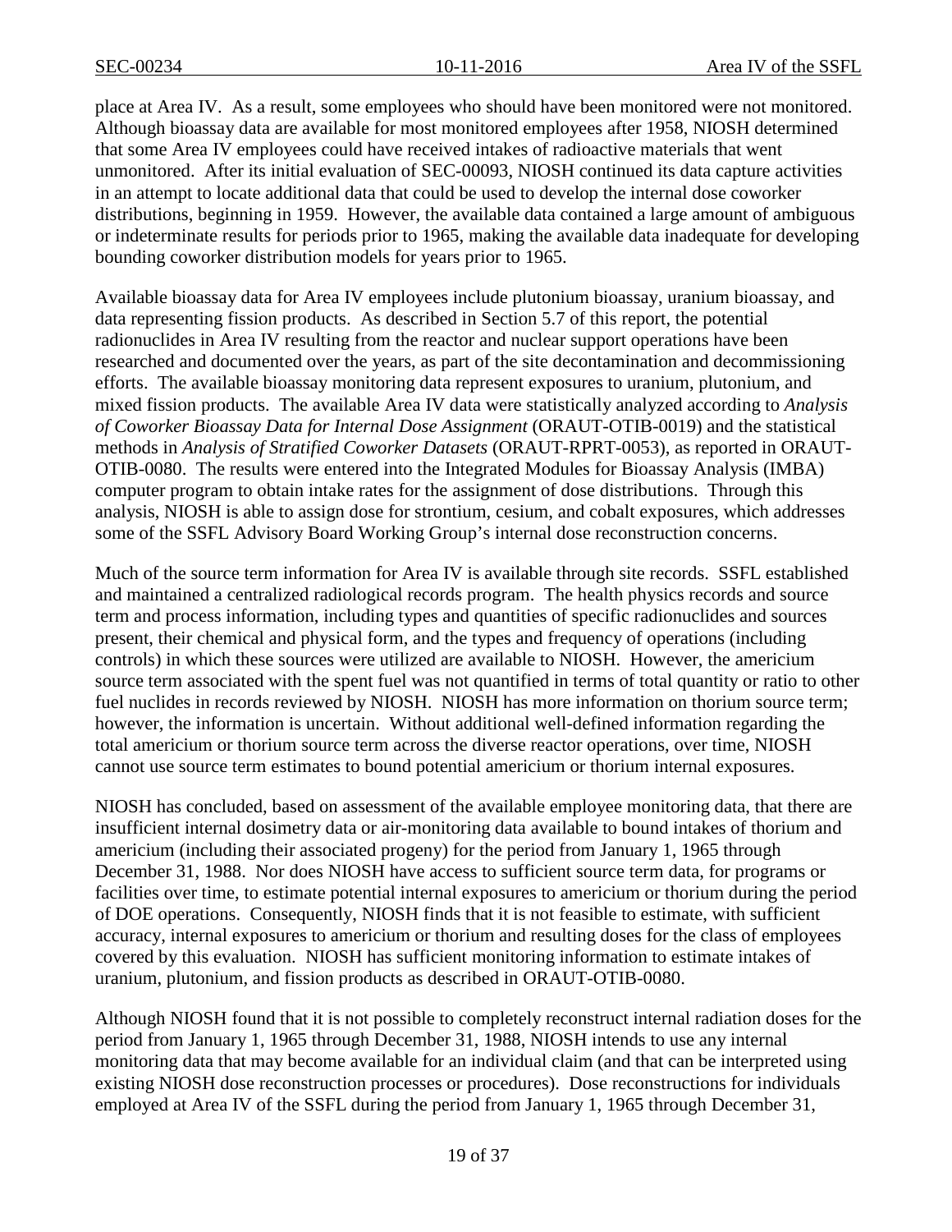place at Area IV. As a result, some employees who should have been monitored were not monitored. Although bioassay data are available for most monitored employees after 1958, NIOSH determined that some Area IV employees could have received intakes of radioactive materials that went unmonitored. After its initial evaluation of SEC-00093, NIOSH continued its data capture activities in an attempt to locate additional data that could be used to develop the internal dose coworker distributions, beginning in 1959. However, the available data contained a large amount of ambiguous or indeterminate results for periods prior to 1965, making the available data inadequate for developing bounding coworker distribution models for years prior to 1965.

Available bioassay data for Area IV employees include plutonium bioassay, uranium bioassay, and data representing fission products. As described in Section 5.7 of this report, the potential radionuclides in Area IV resulting from the reactor and nuclear support operations have been researched and documented over the years, as part of the site decontamination and decommissioning efforts. The available bioassay monitoring data represent exposures to uranium, plutonium, and mixed fission products. The available Area IV data were statistically analyzed according to *Analysis of Coworker Bioassay Data for Internal Dose Assignment* (ORAUT-OTIB-0019) and the statistical methods in *Analysis of Stratified Coworker Datasets* (ORAUT-RPRT-0053), as reported in ORAUT-OTIB-0080. The results were entered into the Integrated Modules for Bioassay Analysis (IMBA) computer program to obtain intake rates for the assignment of dose distributions. Through this analysis, NIOSH is able to assign dose for strontium, cesium, and cobalt exposures, which addresses some of the SSFL Advisory Board Working Group's internal dose reconstruction concerns.

Much of the source term information for Area IV is available through site records. SSFL established and maintained a centralized radiological records program. The health physics records and source term and process information, including types and quantities of specific radionuclides and sources present, their chemical and physical form, and the types and frequency of operations (including controls) in which these sources were utilized are available to NIOSH. However, the americium source term associated with the spent fuel was not quantified in terms of total quantity or ratio to other fuel nuclides in records reviewed by NIOSH. NIOSH has more information on thorium source term; however, the information is uncertain. Without additional well-defined information regarding the total americium or thorium source term across the diverse reactor operations, over time, NIOSH cannot use source term estimates to bound potential americium or thorium internal exposures.

NIOSH has concluded, based on assessment of the available employee monitoring data, that there are insufficient internal dosimetry data or air-monitoring data available to bound intakes of thorium and americium (including their associated progeny) for the period from January 1, 1965 through December 31, 1988. Nor does NIOSH have access to sufficient source term data, for programs or facilities over time, to estimate potential internal exposures to americium or thorium during the period of DOE operations. Consequently, NIOSH finds that it is not feasible to estimate, with sufficient accuracy, internal exposures to americium or thorium and resulting doses for the class of employees covered by this evaluation. NIOSH has sufficient monitoring information to estimate intakes of uranium, plutonium, and fission products as described in ORAUT-OTIB-0080.

Although NIOSH found that it is not possible to completely reconstruct internal radiation doses for the period from January 1, 1965 through December 31, 1988, NIOSH intends to use any internal monitoring data that may become available for an individual claim (and that can be interpreted using existing NIOSH dose reconstruction processes or procedures). Dose reconstructions for individuals employed at Area IV of the SSFL during the period from January 1, 1965 through December 31,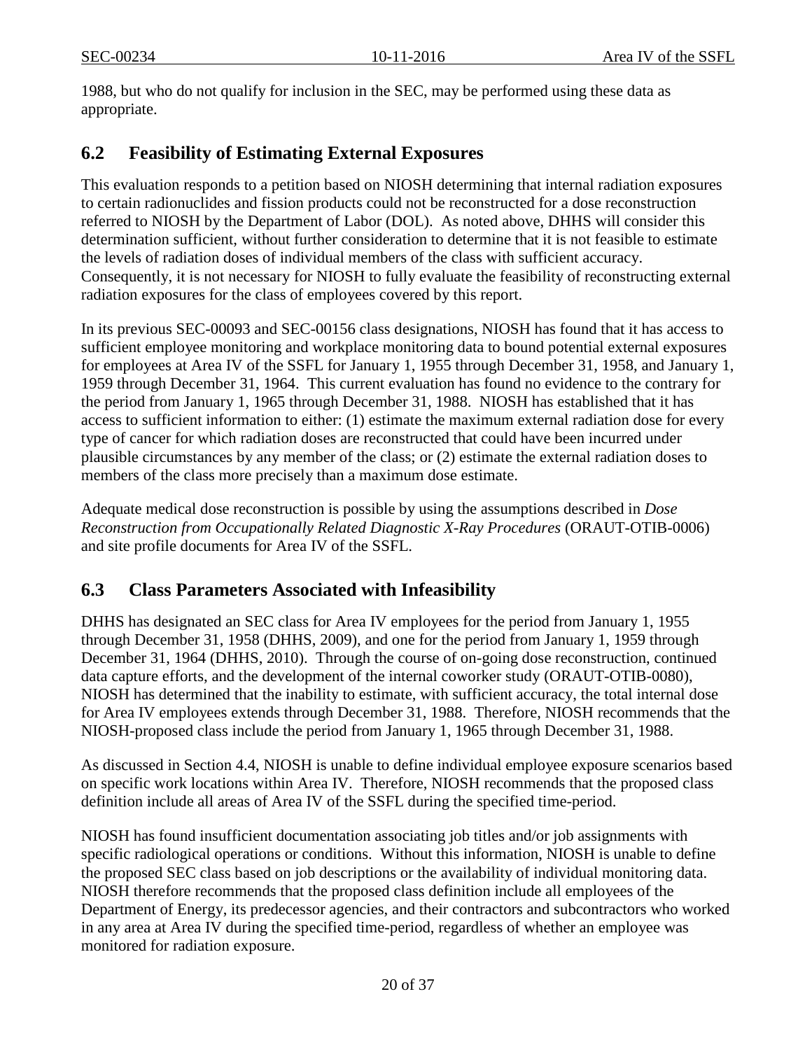1988, but who do not qualify for inclusion in the SEC, may be performed using these data as appropriate.

## 6.2 Feasibility of Estimating External Exposures

This evaluation responds to a petition based on NIOSH determining that internal radiation exposures to certain radionuclides and fission products could not be reconstructed for a dose reconstruction referred to NIOSH by the Department of Labor (DOL). As noted above, DHHS will consider this determination sufficient, without further consideration to determine that it is not feasible to estimate the levels of radiation doses of individual members of the class with sufficient accuracy. Consequently, it is not necessary for NIOSH to fully evaluate the feasibility of reconstructing external radiation exposures for the class of employees covered by this report.

In its previous SEC-00093 and SEC-00156 class designations, NIOSH has found that it has access to sufficient employee monitoring and workplace monitoring data to bound potential external exposures for employees at Area IV of the SSFL for January 1, 1955 through December 31, 1958, and January 1, 1959 through December 31, 1964. This current evaluation has found no evidence to the contrary for the period from January 1, 1965 through December 31, 1988. NIOSH has established that it has access to sufficient information to either: (1) estimate the maximum external radiation dose for every type of cancer for which radiation doses are reconstructed that could have been incurred under plausible circumstances by any member of the class; or (2) estimate the external radiation doses to members of the class more precisely than a maximum dose estimate.

Adequate medical dose reconstruction is possible by using the assumptions described in *Dose Reconstruction from Occupationally Related Diagnostic X-Ray Procedures* (ORAUT-OTIB-0006) and site profile documents for Area IV of the SSFL.

## 6.3 Class Parameters Associated with Infeasibility

DHHS has designated an SEC class for Area IV employees for the period from January 1, 1955 through December 31, 1958 (DHHS, 2009), and one for the period from January 1, 1959 through December 31, 1964 (DHHS, 2010). Through the course of on-going dose reconstruction, continued data capture efforts, and the development of the internal coworker study (ORAUT-OTIB-0080), NIOSH has determined that the inability to estimate, with sufficient accuracy, the total internal dose for Area IV employees extends through December 31, 1988. Therefore, NIOSH recommends that the NIOSH-proposed class include the period from January 1, 1965 through December 31, 1988.

As discussed in Section 4.4, NIOSH is unable to define individual employee exposure scenarios based on specific work locations within Area IV. Therefore, NIOSH recommends that the proposed class definition include all areas of Area IV of the SSFL during the specified time-period.

NIOSH has found insufficient documentation associating job titles and/or job assignments with specific radiological operations or conditions. Without this information, NIOSH is unable to define the proposed SEC class based on job descriptions or the availability of individual monitoring data. NIOSH therefore recommends that the proposed class definition include all employees of the Department of Energy, its predecessor agencies, and their contractors and subcontractors who worked in any area at Area IV during the specified time-period, regardless of whether an employee was monitored for radiation exposure.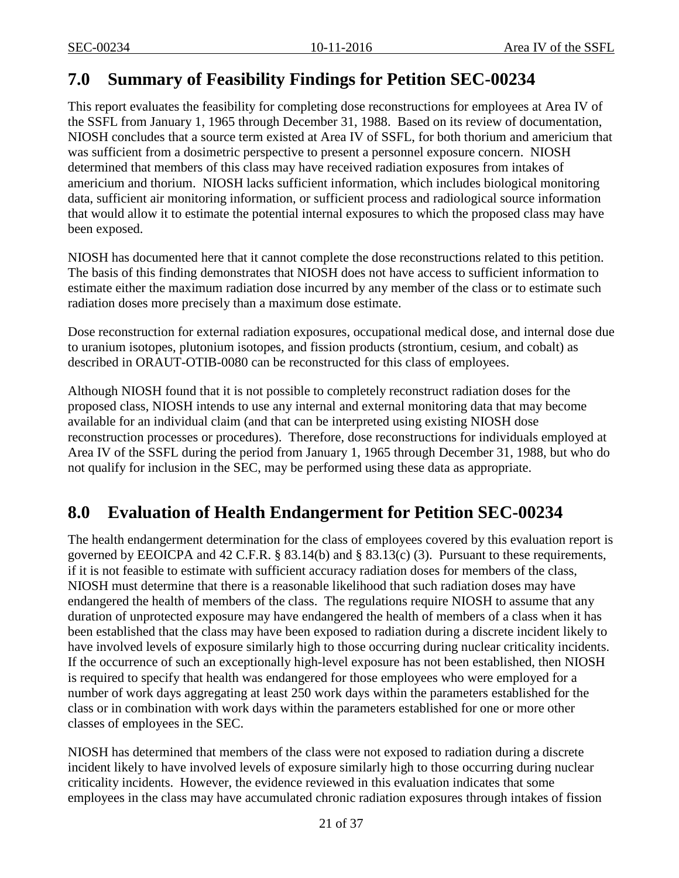## 7.0 Summary of Feasibility Findings for Petition SEC-00234

This report evaluates the feasibility for completing dose reconstructions for employees at Area IV of the SSFL from January 1, 1965 through December 31, 1988. Based on its review of documentation, NIOSH concludes that a source term existed at Area IV of SSFL, for both thorium and americium that was sufficient from a dosimetric perspective to present a personnel exposure concern. NIOSH determined that members of this class may have received radiation exposures from intakes of americium and thorium. NIOSH lacks sufficient information, which includes biological monitoring data, sufficient air monitoring information, or sufficient process and radiological source information that would allow it to estimate the potential internal exposures to which the proposed class may have been exposed.

NIOSH has documented here that it cannot complete the dose reconstructions related to this petition. The basis of this finding demonstrates that NIOSH does not have access to sufficient information to estimate either the maximum radiation dose incurred by any member of the class or to estimate such radiation doses more precisely than a maximum dose estimate.

Dose reconstruction for external radiation exposures, occupational medical dose, and internal dose due to uranium isotopes, plutonium isotopes, and fission products (strontium, cesium, and cobalt) as described in ORAUT-OTIB-0080 can be reconstructed for this class of employees.

Although NIOSH found that it is not possible to completely reconstruct radiation doses for the proposed class, NIOSH intends to use any internal and external monitoring data that may become available for an individual claim (and that can be interpreted using existing NIOSH dose reconstruction processes or procedures). Therefore, dose reconstructions for individuals employed at Area IV of the SSFL during the period from January 1, 1965 through December 31, 1988, but who do not qualify for inclusion in the SEC, may be performed using these data as appropriate.

## 8.0 Evaluation of Health Endangerment for Petition SEC-00234

The health endangerment determination for the class of employees covered by this evaluation report is governed by EEOICPA and 42 C.F.R. § 83.14(b) and § 83.13(c) (3). Pursuant to these requirements, if it is not feasible to estimate with sufficient accuracy radiation doses for members of the class, NIOSH must determine that there is a reasonable likelihood that such radiation doses may have endangered the health of members of the class. The regulations require NIOSH to assume that any duration of unprotected exposure may have endangered the health of members of a class when it has been established that the class may have been exposed to radiation during a discrete incident likely to have involved levels of exposure similarly high to those occurring during nuclear criticality incidents. If the occurrence of such an exceptionally high-level exposure has not been established, then NIOSH is required to specify that health was endangered for those employees who were employed for a number of work days aggregating at least 250 work days within the parameters established for the class or in combination with work days within the parameters established for one or more other classes of employees in the SEC.

NIOSH has determined that members of the class were not exposed to radiation during a discrete incident likely to have involved levels of exposure similarly high to those occurring during nuclear criticality incidents. However, the evidence reviewed in this evaluation indicates that some employees in the class may have accumulated chronic radiation exposures through intakes of fission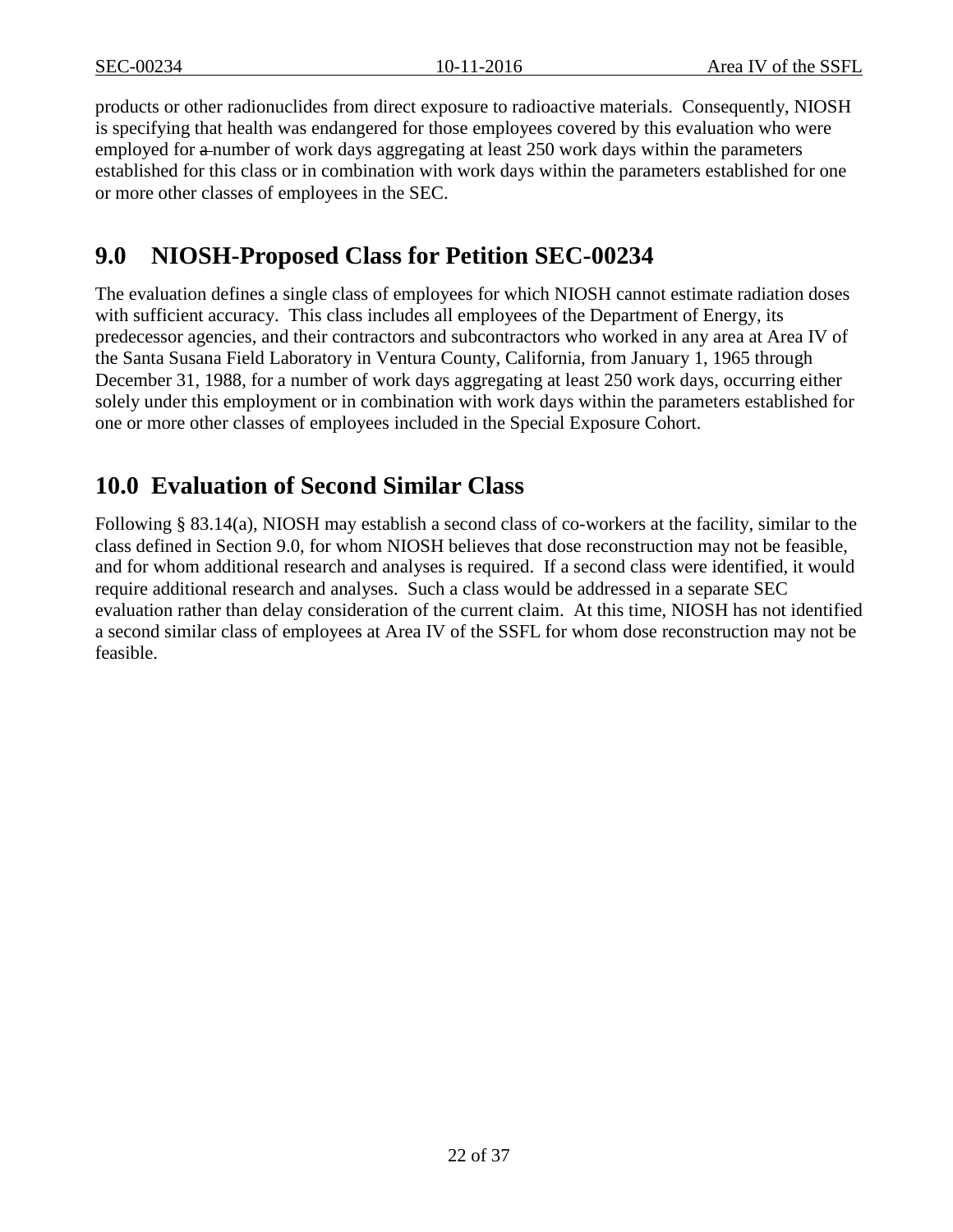products or other radionuclides from direct exposure to radioactive materials. Consequently, NIOSH is specifying that health was endangered for those employees covered by this evaluation who were employed for a number of work days aggregating at least 250 work days within the parameters established for this class or in combination with work days within the parameters established for one or more other classes of employees in the SEC.

## 9.0 NIOSH-Proposed Class for Petition SEC-00234

The evaluation defines a single class of employees for which NIOSH cannot estimate radiation doses with sufficient accuracy. This class includes all employees of the Department of Energy, its predecessor agencies, and their contractors and subcontractors who worked in any area at Area IV of the Santa Susana Field Laboratory in Ventura County, California, from January 1, 1965 through December 31, 1988, for a number of work days aggregating at least 250 work days, occurring either solely under this employment or in combination with work days within the parameters established for one or more other classes of employees included in the Special Exposure Cohort.

## 10.0 Evaluation of Second Similar Class

Following § 83.14(a), NIOSH may establish a second class of co-workers at the facility, similar to the class defined in Section 9.0, for whom NIOSH believes that dose reconstruction may not be feasible, and for whom additional research and analyses is required. If a second class were identified, it would require additional research and analyses. Such a class would be addressed in a separate SEC evaluation rather than delay consideration of the current claim. At this time, NIOSH has not identified a second similar class of employees at Area IV of the SSFL for whom dose reconstruction may not be feasible.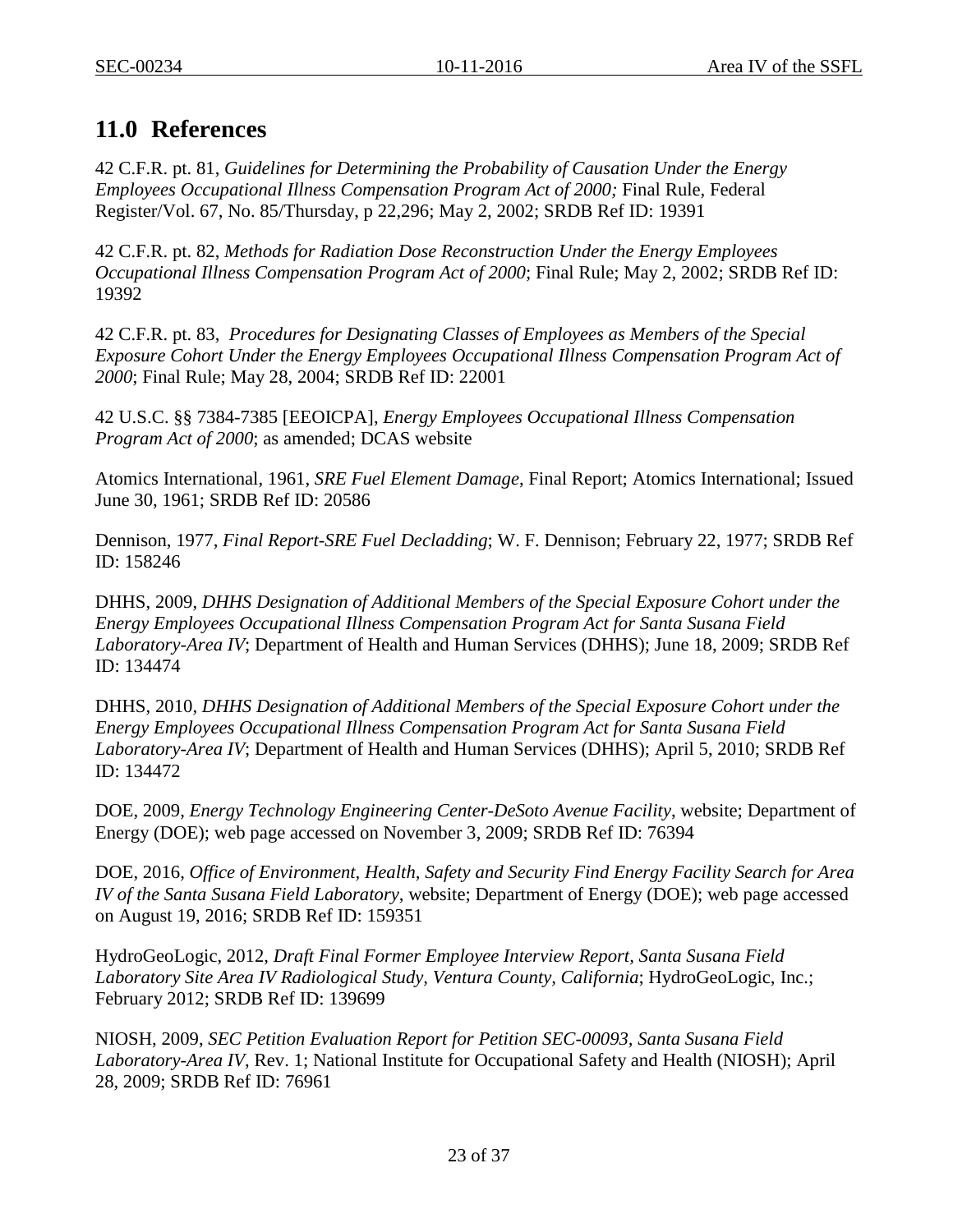# 11.0 References

42 C.F.R. pt. 81, *Guidelines for Determining the Probability of Causation Under the Energy Employees Occupational Illness Compensation Program Act of 2000;* Final Rule, Federal Register/Vol. 67, No. 85/Thursday, p 22,296; May 2, 2002; SRDB Ref ID: 19391

42 C.F.R. pt. 82, *Methods for Radiation Dose Reconstruction Under the Energy Employees Occupational Illness Compensation Program Act of 2000*; Final Rule; May 2, 2002; SRDB Ref ID: 19392

42 C.F.R. pt. 83, *Procedures for Designating Classes of Employees as Members of the Special Exposure Cohort Under the Energy Employees Occupational Illness Compensation Program Act of 2000*; Final Rule; May 28, 2004; SRDB Ref ID: 22001

42 U.S.C. §§ 7384-7385 [EEOICPA], *Energy Employees Occupational Illness Compensation Program Act of 2000*; as amended; DCAS website

Atomics International, 1961, *SRE Fuel Element Damage*, Final Report; Atomics International; Issued June 30, 1961; SRDB Ref ID: 20586

Dennison, 1977, *Final Report-SRE Fuel Decladding*; W. F. Dennison; February 22, 1977; SRDB Ref ID: 158246

DHHS, 2009, *DHHS Designation of Additional Members of the Special Exposure Cohort under the Energy Employees Occupational Illness Compensation Program Act for Santa Susana Field Laboratory-Area IV*; Department of Health and Human Services (DHHS); June 18, 2009; SRDB Ref ID: 134474

DHHS, 2010, *DHHS Designation of Additional Members of the Special Exposure Cohort under the Energy Employees Occupational Illness Compensation Program Act for Santa Susana Field Laboratory-Area IV*; Department of Health and Human Services (DHHS); April 5, 2010; SRDB Ref ID: 134472

DOE, 2009, *Energy Technology Engineering Center-DeSoto Avenue Facility*, website; Department of Energy (DOE); web page accessed on November 3, 2009; SRDB Ref ID: 76394

DOE, 2016, *Office of Environment, Health, Safety and Security Find Energy Facility Search for Area IV of the Santa Susana Field Laboratory*, website; Department of Energy (DOE); web page accessed on August 19, 2016; SRDB Ref ID: 159351

HydroGeoLogic, 2012, *Draft Final Former Employee Interview Report, Santa Susana Field Laboratory Site Area IV Radiological Study, Ventura County, California*; HydroGeoLogic, Inc.; February 2012; SRDB Ref ID: 139699

NIOSH, 2009, *SEC Petition Evaluation Report for Petition SEC-00093, Santa Susana Field Laboratory-Area IV*, Rev. 1; National Institute for Occupational Safety and Health (NIOSH); April 28, 2009; SRDB Ref ID: 76961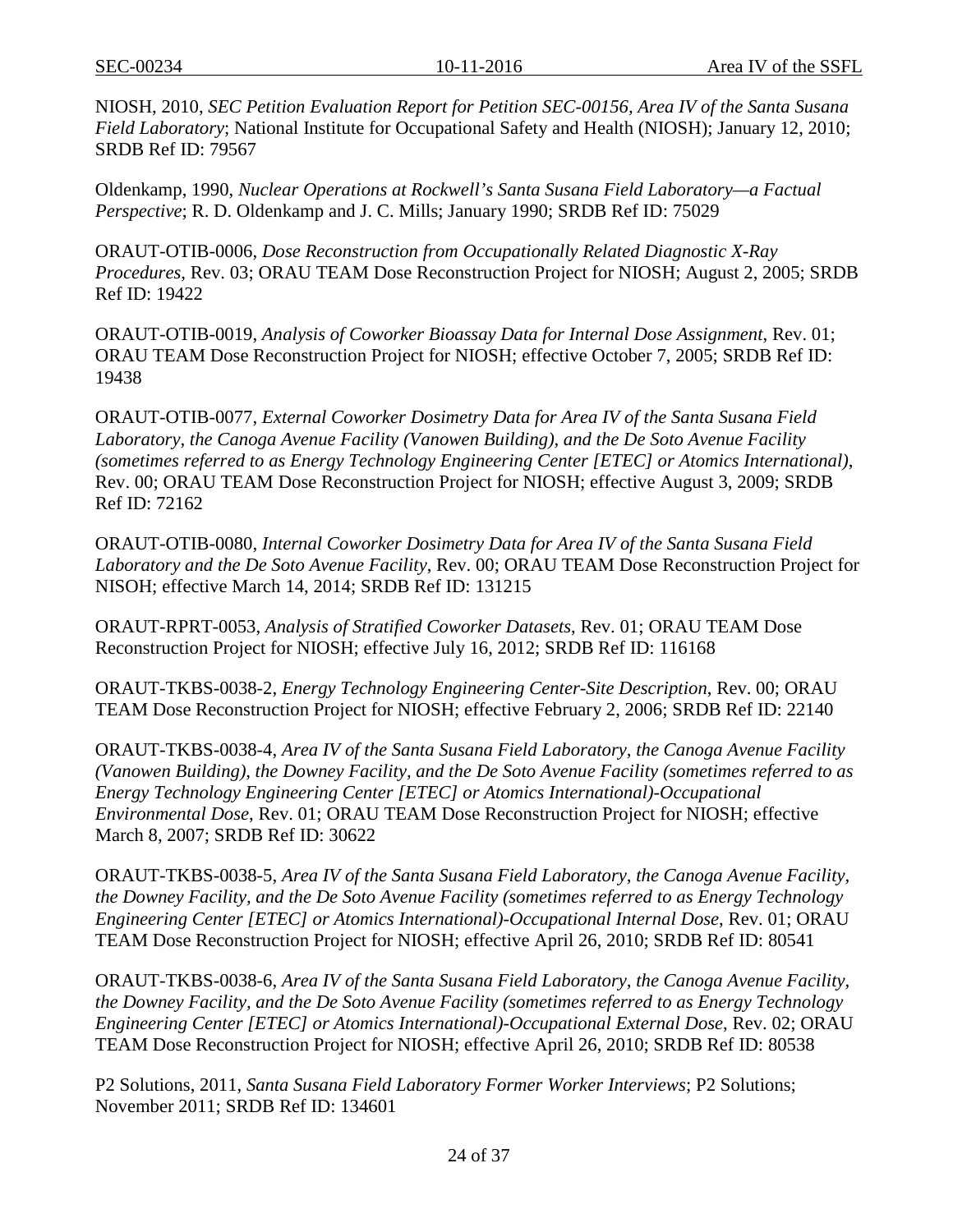NIOSH, 2010, *SEC Petition Evaluation Report for Petition SEC-00156, Area IV of the Santa Susana Field Laboratory*; National Institute for Occupational Safety and Health (NIOSH); January 12, 2010; SRDB Ref ID: 79567

Oldenkamp, 1990, *Nuclear Operations at Rockwell's Santa Susana Field Laboratory—a Factual Perspective*; R. D. Oldenkamp and J. C. Mills; January 1990; SRDB Ref ID: 75029

ORAUT-OTIB-0006, *Dose Reconstruction from Occupationally Related Diagnostic X-Ray Procedures*, Rev. 03; ORAU TEAM Dose Reconstruction Project for NIOSH; August 2, 2005; SRDB Ref ID: 19422

ORAUT-OTIB-0019, *Analysis of Coworker Bioassay Data for Internal Dose Assignment*, Rev. 01; ORAU TEAM Dose Reconstruction Project for NIOSH; effective October 7, 2005; SRDB Ref ID: 19438

ORAUT-OTIB-0077, *External Coworker Dosimetry Data for Area IV of the Santa Susana Field Laboratory, the Canoga Avenue Facility (Vanowen Building), and the De Soto Avenue Facility (sometimes referred to as Energy Technology Engineering Center [ETEC] or Atomics International)*, Rev. 00; ORAU TEAM Dose Reconstruction Project for NIOSH; effective August 3, 2009; SRDB Ref ID: 72162

ORAUT-OTIB-0080, *Internal Coworker Dosimetry Data for Area IV of the Santa Susana Field Laboratory and the De Soto Avenue Facility*, Rev. 00; ORAU TEAM Dose Reconstruction Project for NISOH; effective March 14, 2014; SRDB Ref ID: 131215

ORAUT-RPRT-0053, *Analysis of Stratified Coworker Datasets*, Rev. 01; ORAU TEAM Dose Reconstruction Project for NIOSH; effective July 16, 2012; SRDB Ref ID: 116168

ORAUT-TKBS-0038-2, *Energy Technology Engineering Center-Site Description*, Rev. 00; ORAU TEAM Dose Reconstruction Project for NIOSH; effective February 2, 2006; SRDB Ref ID: 22140

ORAUT-TKBS-0038-4, *Area IV of the Santa Susana Field Laboratory, the Canoga Avenue Facility (Vanowen Building), the Downey Facility, and the De Soto Avenue Facility (sometimes referred to as Energy Technology Engineering Center [ETEC] or Atomics International)-Occupational Environmental Dose*, Rev. 01; ORAU TEAM Dose Reconstruction Project for NIOSH; effective March 8, 2007; SRDB Ref ID: 30622

ORAUT-TKBS-0038-5, *Area IV of the Santa Susana Field Laboratory, the Canoga Avenue Facility, the Downey Facility, and the De Soto Avenue Facility (sometimes referred to as Energy Technology Engineering Center [ETEC] or Atomics International)-Occupational Internal Dose*, Rev. 01; ORAU TEAM Dose Reconstruction Project for NIOSH; effective April 26, 2010; SRDB Ref ID: 80541

ORAUT-TKBS-0038-6, *Area IV of the Santa Susana Field Laboratory, the Canoga Avenue Facility, the Downey Facility, and the De Soto Avenue Facility (sometimes referred to as Energy Technology Engineering Center [ETEC] or Atomics International)-Occupational External Dose*, Rev. 02; ORAU TEAM Dose Reconstruction Project for NIOSH; effective April 26, 2010; SRDB Ref ID: 80538

P2 Solutions, 2011, *Santa Susana Field Laboratory Former Worker Interviews*; P2 Solutions; November 2011; SRDB Ref ID: 134601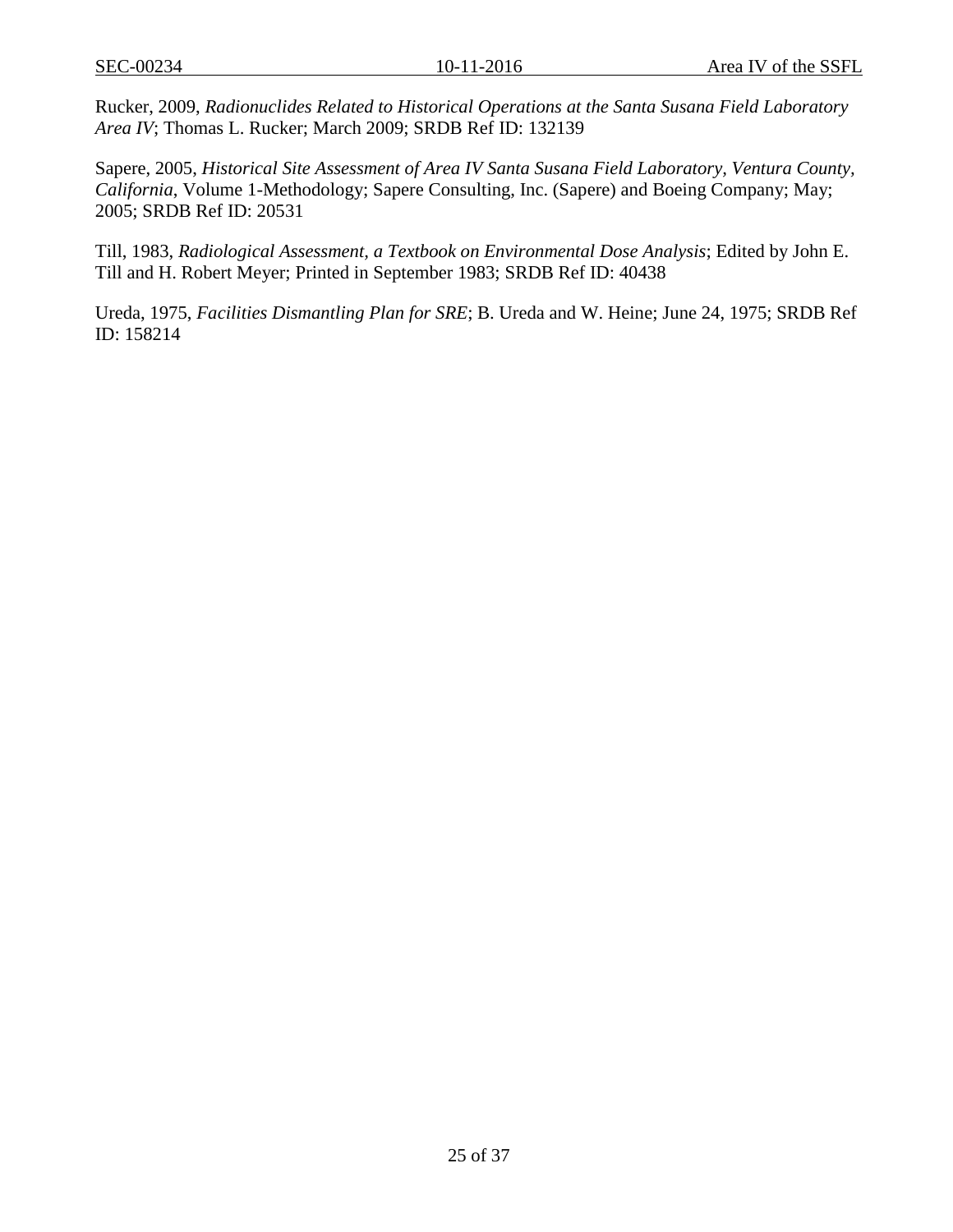Rucker, 2009, *Radionuclides Related to Historical Operations at the Santa Susana Field Laboratory Area IV*; Thomas L. Rucker; March 2009; SRDB Ref ID: 132139

Sapere, 2005, *Historical Site Assessment of Area IV Santa Susana Field Laboratory, Ventura County, California*, Volume 1-Methodology; Sapere Consulting, Inc. (Sapere) and Boeing Company; May; 2005; SRDB Ref ID: 20531

Till, 1983, *Radiological Assessment, a Textbook on Environmental Dose Analysis*; Edited by John E. Till and H. Robert Meyer; Printed in September 1983; SRDB Ref ID: 40438

Ureda, 1975, *Facilities Dismantling Plan for SRE*; B. Ureda and W. Heine; June 24, 1975; SRDB Ref ID: 158214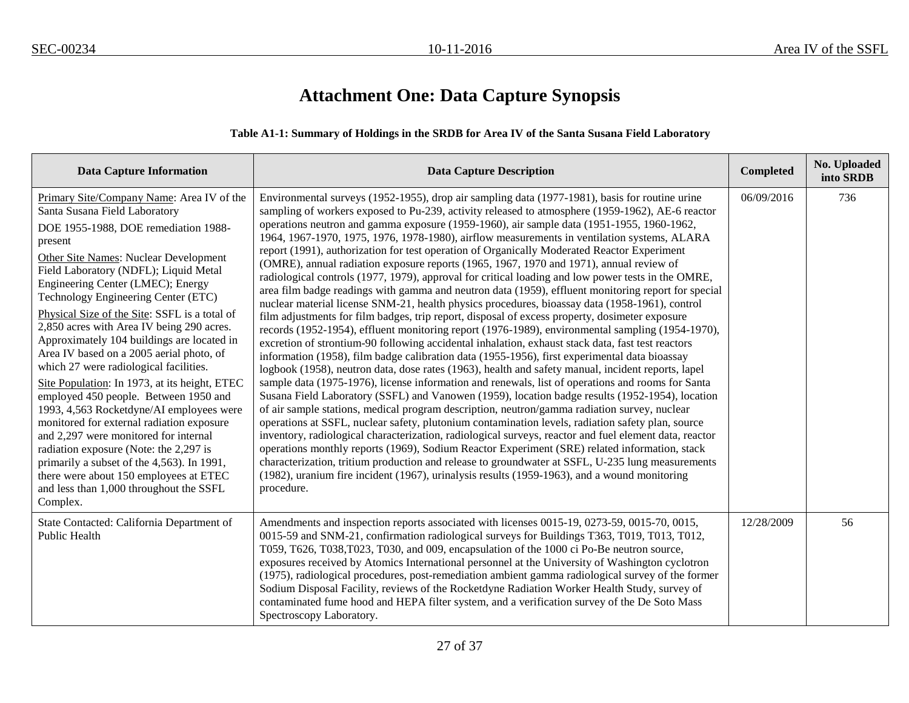# Attachment One: Data Capture Synopsis

**Table A1-1: Summary of Holdings in the SRDB for Area IV of the Santa Susana Field Laboratory**

| Data Capture Information | Data Capture Description | Completed | No. Uploaded into SRDB |
|---|---|---|---|
| Primary Site/Company Name: Area IV of the Santa Susana Field Laboratory<br><br>DOE 1955-1988, DOE remediation 1988-present<br><br>Other Site Names: Nuclear Development Field Laboratory (NDFL); Liquid Metal Engineering Center (LMEC); Energy Technology Engineering Center (ETC)<br><br>Physical Size of the Site: SSFL is a total of 2,850 acres with Area IV being 290 acres. Approximately 104 buildings are located in Area IV based on a 2005 aerial photo, of which 27 were radiological facilities.<br><br>Site Population: In 1973, at its height, ETEC employed 450 people. Between 1950 and 1993, 4,563 Rocketdyne/AI employees were monitored for external radiation exposure and 2,297 were monitored for internal radiation exposure (Note: the 2,297 is primarily a subset of the 4,563). In 1991, there were about 150 employees at ETEC and less than 1,000 throughout the SSFL Complex. | Environmental surveys (1952-1955), drop air sampling data (1977-1981), basis for routine urine sampling of workers exposed to Pu-239, activity released to atmosphere (1959-1962), AE-6 reactor operations neutron and gamma exposure (1959-1960), air sample data (1951-1955, 1960-1962, 1964, 1967-1970, 1975, 1976, 1978-1980), airflow measurements in ventilation systems, ALARA report (1991), authorization for test operation of Organically Moderated Reactor Experiment (OMRE), annual radiation exposure reports (1965, 1967, 1970 and 1971), annual review of radiological controls (1977, 1979), approval for critical loading and low power tests in the OMRE, area film badge readings with gamma and neutron data (1959), effluent monitoring report for special nuclear material license SNM-21, health physics procedures, bioassay data (1958-1961), control film adjustments for film badges, trip report, disposal of excess property, dosimeter exposure records (1952-1954), effluent monitoring report (1976-1989), environmental sampling (1954-1970), excretion of strontium-90 following accidental inhalation, exhaust stack data, fast test reactors information (1958), film badge calibration data (1955-1956), first experimental data bioassay logbook (1958), neutron data, dose rates (1963), health and safety manual, incident reports, lapel sample data (1975-1976), license information and renewals, list of operations and rooms for Santa Susana Field Laboratory (SSFL) and Vanowen (1959), location badge results (1952-1954), location of air sample stations, medical program description, neutron/gamma radiation survey, nuclear operations at SSFL, nuclear safety, plutonium contamination levels, radiation safety plan, source inventory, radiological characterization, radiological surveys, reactor and fuel element data, reactor operations monthly reports (1969), Sodium Reactor Experiment (SRE) related information, stack characterization, tritium production and release to groundwater at SSFL, U-235 lung measurements (1982), uranium fire incident (1967), urinalysis results (1959-1963), and a wound monitoring procedure. | 06/09/2016 | 736 |
| State Contacted: California Department of Public Health | Amendments and inspection reports associated with licenses 0015-19, 0273-59, 0015-70, 0015, 0015-59 and SNM-21, confirmation radiological surveys for Buildings T363, T019, T013, T012, T059, T626, T038,T023, T030, and 009, encapsulation of the 1000 ci Po-Be neutron source, exposures received by Atomics International personnel at the University of Washington cyclotron (1975), radiological procedures, post-remediation ambient gamma radiological survey of the former Sodium Disposal Facility, reviews of the Rocketdyne Radiation Worker Health Study, survey of contaminated fume hood and HEPA filter system, and a verification survey of the De Soto Mass Spectroscopy Laboratory. | 12/28/2009 | 56 |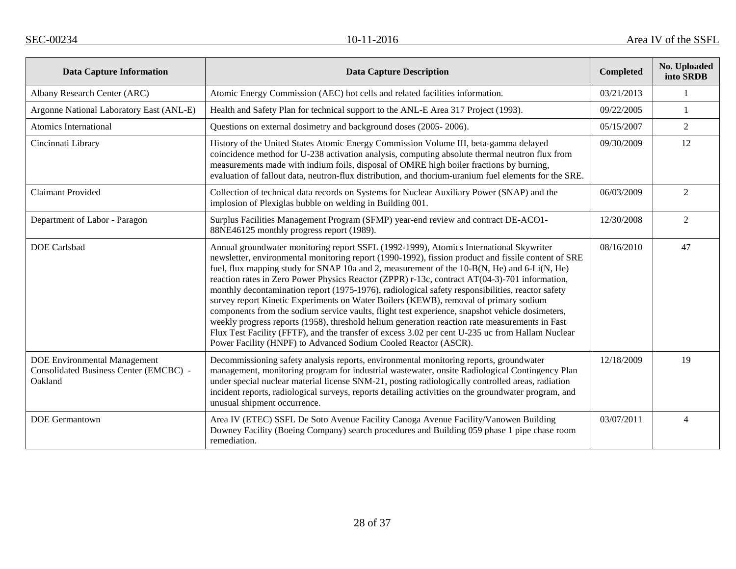| Data Capture Information | Data Capture Description | Completed | No. Uploaded into SRDB |
|---|---|---|---|
| Albany Research Center (ARC) | Atomic Energy Commission (AEC) hot cells and related facilities information. | 03/21/2013 | 1 |
| Argonne National Laboratory East (ANL-E) | Health and Safety Plan for technical support to the ANL-E Area 317 Project (1993). | 09/22/2005 | 1 |
| Atomics International | Questions on external dosimetry and background doses (2005- 2006). | 05/15/2007 | 2 |
| Cincinnati Library | History of the United States Atomic Energy Commission Volume III, beta-gamma delayed coincidence method for U-238 activation analysis, computing absolute thermal neutron flux from measurements made with indium foils, disposal of OMRE high boiler fractions by burning, evaluation of fallout data, neutron-flux distribution, and thorium-uranium fuel elements for the SRE. | 09/30/2009 | 12 |
| Claimant Provided | Collection of technical data records on Systems for Nuclear Auxiliary Power (SNAP) and the implosion of Plexiglas bubble on welding in Building 001. | 06/03/2009 | 2 |
| Department of Labor - Paragon | Surplus Facilities Management Program (SFMP) year-end review and contract DE-ACO1-88NE46125 monthly progress report (1989). | 12/30/2008 | 2 |
| DOE Carlsbad | Annual groundwater monitoring report SSFL (1992-1999), Atomics International Skywriter newsletter, environmental monitoring report (1990-1992), fission product and fissile content of SRE fuel, flux mapping study for SNAP 10a and 2, measurement of the 10-B(N, He) and 6-Li(N, He) reaction rates in Zero Power Physics Reactor (ZPPR) r-13c, contract AT(04-3)-701 information, monthly decontamination report (1975-1976), radiological safety responsibilities, reactor safety survey report Kinetic Experiments on Water Boilers (KEWB), removal of primary sodium components from the sodium service vaults, flight test experience, snapshot vehicle dosimeters, weekly progress reports (1958), threshold helium generation reaction rate measurements in Fast Flux Test Facility (FFTF), and the transfer of excess 3.02 per cent U-235 uc from Hallam Nuclear Power Facility (HNPF) to Advanced Sodium Cooled Reactor (ASCR). | 08/16/2010 | 47 |
| DOE Environmental Management Consolidated Business Center (EMCBC) - Oakland | Decommissioning safety analysis reports, environmental monitoring reports, groundwater management, monitoring program for industrial wastewater, onsite Radiological Contingency Plan under special nuclear material license SNM-21, posting radiologically controlled areas, radiation incident reports, radiological surveys, reports detailing activities on the groundwater program, and unusual shipment occurrence. | 12/18/2009 | 19 |
| DOE Germantown | Area IV (ETEC) SSFL De Soto Avenue Facility Canoga Avenue Facility/Vanowen Building Downey Facility (Boeing Company) search procedures and Building 059 phase 1 pipe chase room remediation. | 03/07/2011 | 4 |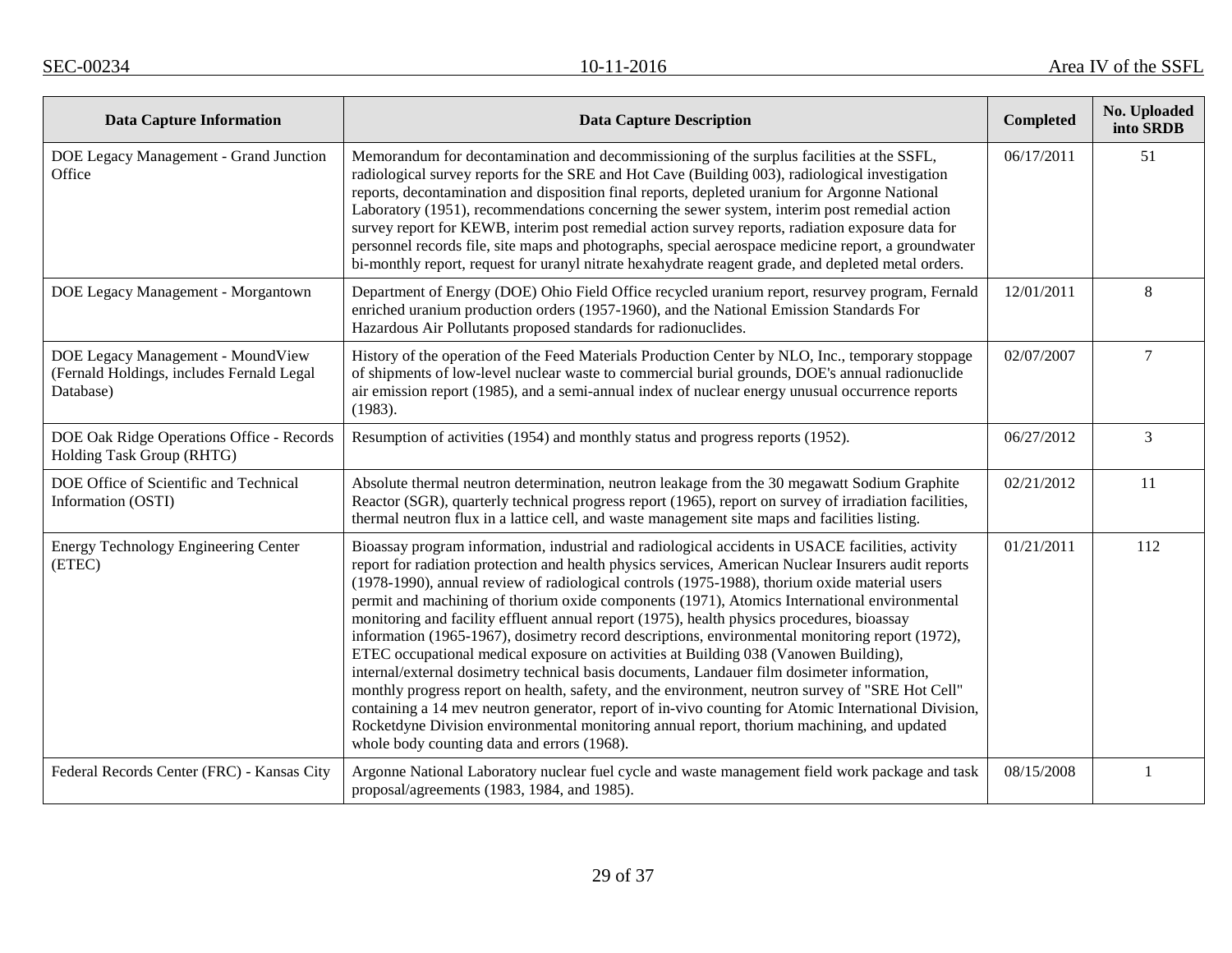| Data Capture Information | Data Capture Description | Completed | No. Uploaded into SRDB |
|---|---|---|---|
| DOE Legacy Management - Grand Junction Office | Memorandum for decontamination and decommissioning of the surplus facilities at the SSFL, radiological survey reports for the SRE and Hot Cave (Building 003), radiological investigation reports, decontamination and disposition final reports, depleted uranium for Argonne National Laboratory (1951), recommendations concerning the sewer system, interim post remedial action survey report for KEWB, interim post remedial action survey reports, radiation exposure data for personnel records file, site maps and photographs, special aerospace medicine report, a groundwater bi-monthly report, request for uranyl nitrate hexahydrate reagent grade, and depleted metal orders. | 06/17/2011 | 51 |
| DOE Legacy Management - Morgantown | Department of Energy (DOE) Ohio Field Office recycled uranium report, resurvey program, Fernald enriched uranium production orders (1957-1960), and the National Emission Standards For Hazardous Air Pollutants proposed standards for radionuclides. | 12/01/2011 | 8 |
| DOE Legacy Management - MoundView (Fernald Holdings, includes Fernald Legal Database) | History of the operation of the Feed Materials Production Center by NLO, Inc., temporary stoppage of shipments of low-level nuclear waste to commercial burial grounds, DOE's annual radionuclide air emission report (1985), and a semi-annual index of nuclear energy unusual occurrence reports (1983). | 02/07/2007 | 7 |
| DOE Oak Ridge Operations Office - Records Holding Task Group (RHTG) | Resumption of activities (1954) and monthly status and progress reports (1952). | 06/27/2012 | 3 |
| DOE Office of Scientific and Technical Information (OSTI) | Absolute thermal neutron determination, neutron leakage from the 30 megawatt Sodium Graphite Reactor (SGR), quarterly technical progress report (1965), report on survey of irradiation facilities, thermal neutron flux in a lattice cell, and waste management site maps and facilities listing. | 02/21/2012 | 11 |
| Energy Technology Engineering Center (ETEC) | Bioassay program information, industrial and radiological accidents in USACE facilities, activity report for radiation protection and health physics services, American Nuclear Insurers audit reports (1978-1990), annual review of radiological controls (1975-1988), thorium oxide material users permit and machining of thorium oxide components (1971), Atomics International environmental monitoring and facility effluent annual report (1975), health physics procedures, bioassay information (1965-1967), dosimetry record descriptions, environmental monitoring report (1972), ETEC occupational medical exposure on activities at Building 038 (Vanowen Building), internal/external dosimetry technical basis documents, Landauer film dosimeter information, monthly progress report on health, safety, and the environment, neutron survey of "SRE Hot Cell" containing a 14 mev neutron generator, report of in-vivo counting for Atomic International Division, Rocketdyne Division environmental monitoring annual report, thorium machining, and updated whole body counting data and errors (1968). | 01/21/2011 | 112 |
| Federal Records Center (FRC) - Kansas City | Argonne National Laboratory nuclear fuel cycle and waste management field work package and task proposal/agreements (1983, 1984, and 1985). | 08/15/2008 | 1 |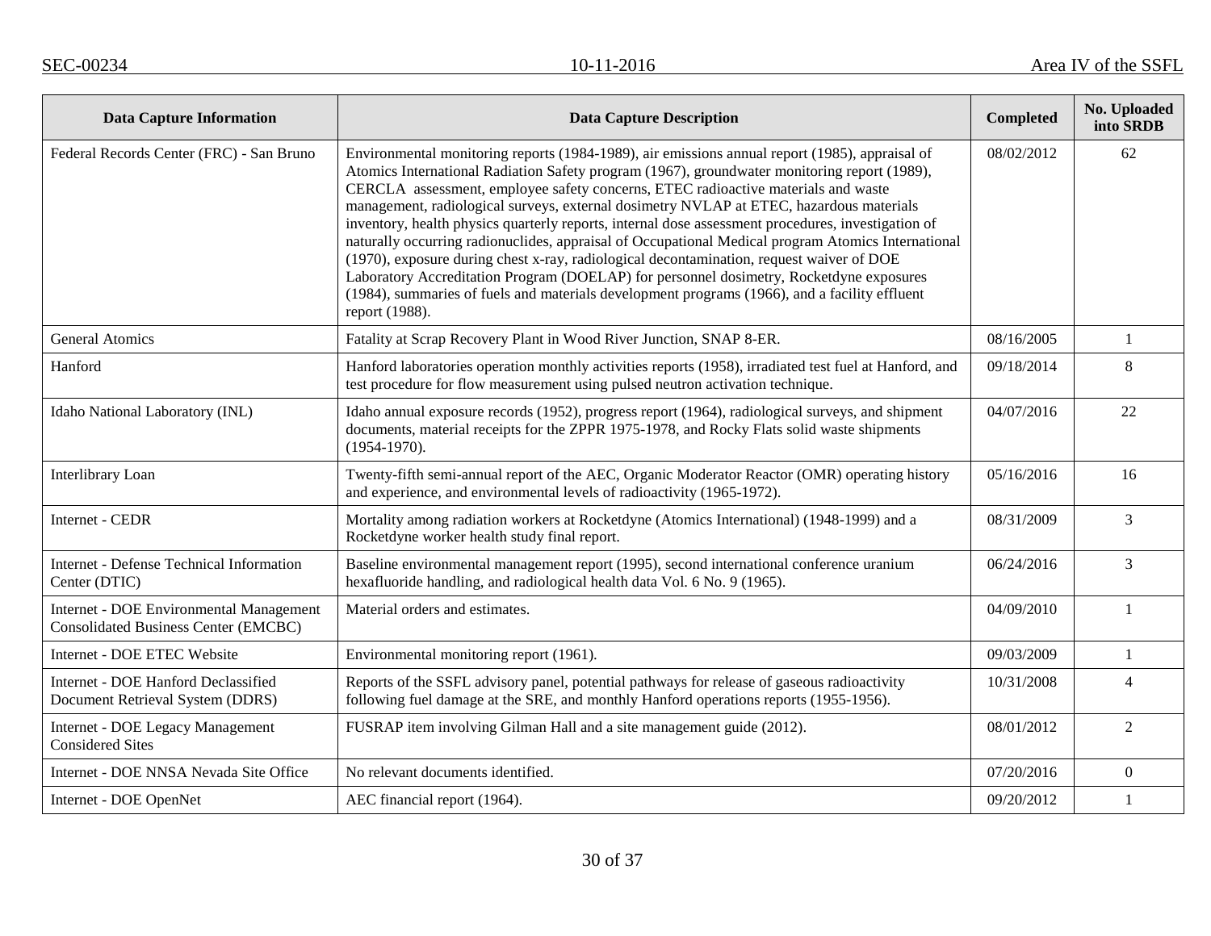| Data Capture Information | Data Capture Description | Completed | No. Uploaded into SRDB |
|---|---|---|---|
| Federal Records Center (FRC) - San Bruno | Environmental monitoring reports (1984-1989), air emissions annual report (1985), appraisal of Atomics International Radiation Safety program (1967), groundwater monitoring report (1989), CERCLA assessment, employee safety concerns, ETEC radioactive materials and waste management, radiological surveys, external dosimetry NVLAP at ETEC, hazardous materials inventory, health physics quarterly reports, internal dose assessment procedures, investigation of naturally occurring radionuclides, appraisal of Occupational Medical program Atomics International (1970), exposure during chest x-ray, radiological decontamination, request waiver of DOE Laboratory Accreditation Program (DOELAP) for personnel dosimetry, Rocketdyne exposures (1984), summaries of fuels and materials development programs (1966), and a facility effluent report (1988). | 08/02/2012 | 62 |
| General Atomics | Fatality at Scrap Recovery Plant in Wood River Junction, SNAP 8-ER. | 08/16/2005 | 1 |
| Hanford | Hanford laboratories operation monthly activities reports (1958), irradiated test fuel at Hanford, and test procedure for flow measurement using pulsed neutron activation technique. | 09/18/2014 | 8 |
| Idaho National Laboratory (INL) | Idaho annual exposure records (1952), progress report (1964), radiological surveys, and shipment documents, material receipts for the ZPPR 1975-1978, and Rocky Flats solid waste shipments (1954-1970). | 04/07/2016 | 22 |
| Interlibrary Loan | Twenty-fifth semi-annual report of the AEC, Organic Moderator Reactor (OMR) operating history and experience, and environmental levels of radioactivity (1965-1972). | 05/16/2016 | 16 |
| Internet - CEDR | Mortality among radiation workers at Rocketdyne (Atomics International) (1948-1999) and a Rocketdyne worker health study final report. | 08/31/2009 | 3 |
| Internet - Defense Technical Information Center (DTIC) | Baseline environmental management report (1995), second international conference uranium hexafluoride handling, and radiological health data Vol. 6 No. 9 (1965). | 06/24/2016 | 3 |
| Internet - DOE Environmental Management Consolidated Business Center (EMCBC) | Material orders and estimates. | 04/09/2010 | 1 |
| Internet - DOE ETEC Website | Environmental monitoring report (1961). | 09/03/2009 | 1 |
| Internet - DOE Hanford Declassified Document Retrieval System (DDRS) | Reports of the SSFL advisory panel, potential pathways for release of gaseous radioactivity following fuel damage at the SRE, and monthly Hanford operations reports (1955-1956). | 10/31/2008 | 4 |
| Internet - DOE Legacy Management Considered Sites | FUSRAP item involving Gilman Hall and a site management guide (2012). | 08/01/2012 | 2 |
| Internet - DOE NNSA Nevada Site Office | No relevant documents identified. | 07/20/2016 | 0 |
| Internet - DOE OpenNet | AEC financial report (1964). | 09/20/2012 | 1 |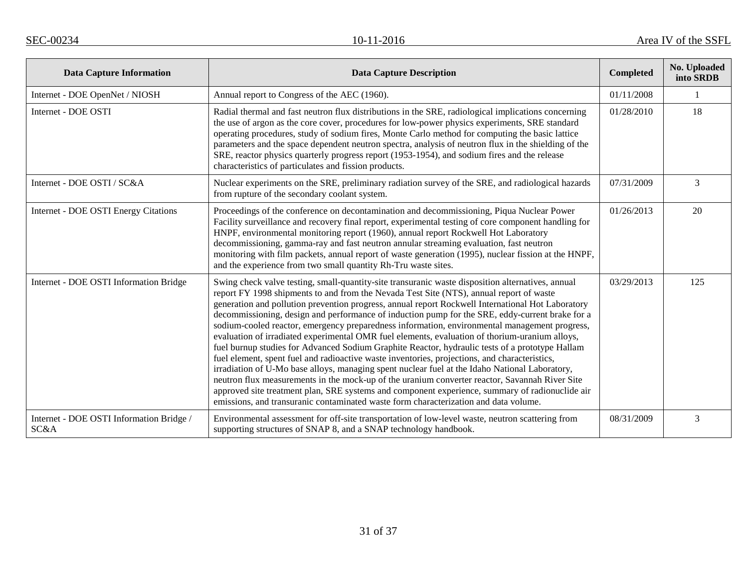| Data Capture Information | Data Capture Description | Completed | No. Uploaded into SRDB |
|---|---|---|---|
| Internet - DOE OpenNet / NIOSH | Annual report to Congress of the AEC (1960). | 01/11/2008 | 1 |
| Internet - DOE OSTI | Radial thermal and fast neutron flux distributions in the SRE, radiological implications concerning the use of argon as the core cover, procedures for low-power physics experiments, SRE standard operating procedures, study of sodium fires, Monte Carlo method for computing the basic lattice parameters and the space dependent neutron spectra, analysis of neutron flux in the shielding of the SRE, reactor physics quarterly progress report (1953-1954), and sodium fires and the release characteristics of particulates and fission products. | 01/28/2010 | 18 |
| Internet - DOE OSTI / SC&A | Nuclear experiments on the SRE, preliminary radiation survey of the SRE, and radiological hazards from rupture of the secondary coolant system. | 07/31/2009 | 3 |
| Internet - DOE OSTI Energy Citations | Proceedings of the conference on decontamination and decommissioning, Piqua Nuclear Power Facility surveillance and recovery final report, experimental testing of core component handling for HNPF, environmental monitoring report (1960), annual report Rockwell Hot Laboratory decommissioning, gamma-ray and fast neutron annular streaming evaluation, fast neutron monitoring with film packets, annual report of waste generation (1995), nuclear fission at the HNPF, and the experience from two small quantity Rh-Tru waste sites. | 01/26/2013 | 20 |
| Internet - DOE OSTI Information Bridge | Swing check valve testing, small-quantity-site transuranic waste disposition alternatives, annual report FY 1998 shipments to and from the Nevada Test Site (NTS), annual report of waste generation and pollution prevention progress, annual report Rockwell International Hot Laboratory decommissioning, design and performance of induction pump for the SRE, eddy-current brake for a sodium-cooled reactor, emergency preparedness information, environmental management progress, evaluation of irradiated experimental OMR fuel elements, evaluation of thorium-uranium alloys, fuel burnup studies for Advanced Sodium Graphite Reactor, hydraulic tests of a prototype Hallam fuel element, spent fuel and radioactive waste inventories, projections, and characteristics, irradiation of U-Mo base alloys, managing spent nuclear fuel at the Idaho National Laboratory, neutron flux measurements in the mock-up of the uranium converter reactor, Savannah River Site approved site treatment plan, SRE systems and component experience, summary of radionuclide air emissions, and transuranic contaminated waste form characterization and data volume. | 03/29/2013 | 125 |
| Internet - DOE OSTI Information Bridge / SC&A | Environmental assessment for off-site transportation of low-level waste, neutron scattering from supporting structures of SNAP 8, and a SNAP technology handbook. | 08/31/2009 | 3 |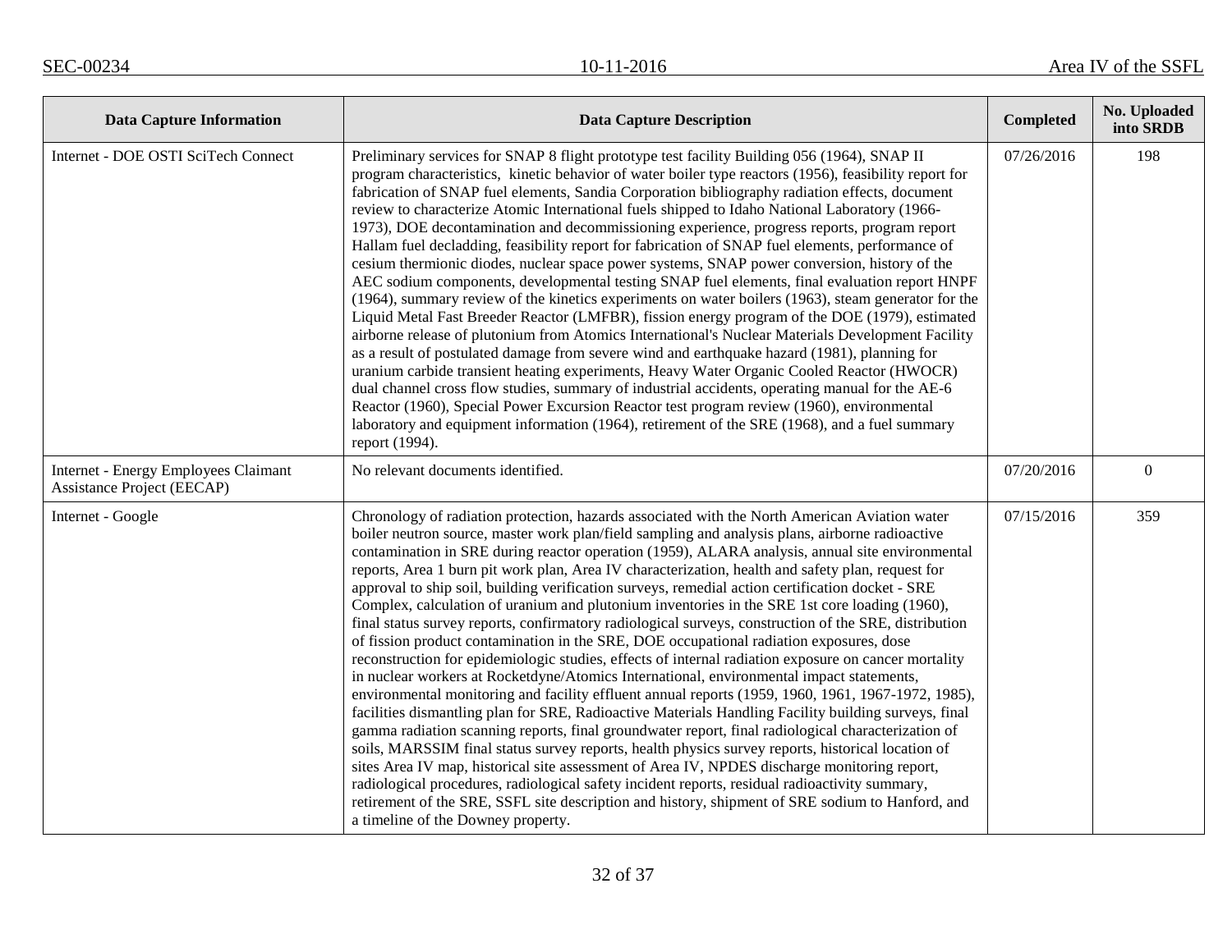| Data Capture Information | Data Capture Description | Completed | No. Uploaded into SRDB |
|---|---|---|---|
| Internet - DOE OSTI SciTech Connect | Preliminary services for SNAP 8 flight prototype test facility Building 056 (1964), SNAP II program characteristics, kinetic behavior of water boiler type reactors (1956), feasibility report for fabrication of SNAP fuel elements, Sandia Corporation bibliography radiation effects, document review to characterize Atomic International fuels shipped to Idaho National Laboratory (1966-1973), DOE decontamination and decommissioning experience, progress reports, program report Hallam fuel decladding, feasibility report for fabrication of SNAP fuel elements, performance of cesium thermionic diodes, nuclear space power systems, SNAP power conversion, history of the AEC sodium components, developmental testing SNAP fuel elements, final evaluation report HNPF (1964), summary review of the kinetics experiments on water boilers (1963), steam generator for the Liquid Metal Fast Breeder Reactor (LMFBR), fission energy program of the DOE (1979), estimated airborne release of plutonium from Atomics International's Nuclear Materials Development Facility as a result of postulated damage from severe wind and earthquake hazard (1981), planning for uranium carbide transient heating experiments, Heavy Water Organic Cooled Reactor (HWOCR) dual channel cross flow studies, summary of industrial accidents, operating manual for the AE-6 Reactor (1960), Special Power Excursion Reactor test program review (1960), environmental laboratory and equipment information (1964), retirement of the SRE (1968), and a fuel summary report (1994). | 07/26/2016 | 198 |
| Internet - Energy Employees Claimant Assistance Project (EECAP) | No relevant documents identified. | 07/20/2016 | 0 |
| Internet - Google | Chronology of radiation protection, hazards associated with the North American Aviation water boiler neutron source, master work plan/field sampling and analysis plans, airborne radioactive contamination in SRE during reactor operation (1959), ALARA analysis, annual site environmental reports, Area 1 burn pit work plan, Area IV characterization, health and safety plan, request for approval to ship soil, building verification surveys, remedial action certification docket - SRE Complex, calculation of uranium and plutonium inventories in the SRE 1st core loading (1960), final status survey reports, confirmatory radiological surveys, construction of the SRE, distribution of fission product contamination in the SRE, DOE occupational radiation exposures, dose reconstruction for epidemiologic studies, effects of internal radiation exposure on cancer mortality in nuclear workers at Rocketdyne/Atomics International, environmental impact statements, environmental monitoring and facility effluent annual reports (1959, 1960, 1961, 1967-1972, 1985), facilities dismantling plan for SRE, Radioactive Materials Handling Facility building surveys, final gamma radiation scanning reports, final groundwater report, final radiological characterization of soils, MARSSIM final status survey reports, health physics survey reports, historical location of sites Area IV map, historical site assessment of Area IV, NPDES discharge monitoring report, radiological procedures, radiological safety incident reports, residual radioactivity summary, retirement of the SRE, SSFL site description and history, shipment of SRE sodium to Hanford, and a timeline of the Downey property. | 07/15/2016 | 359 |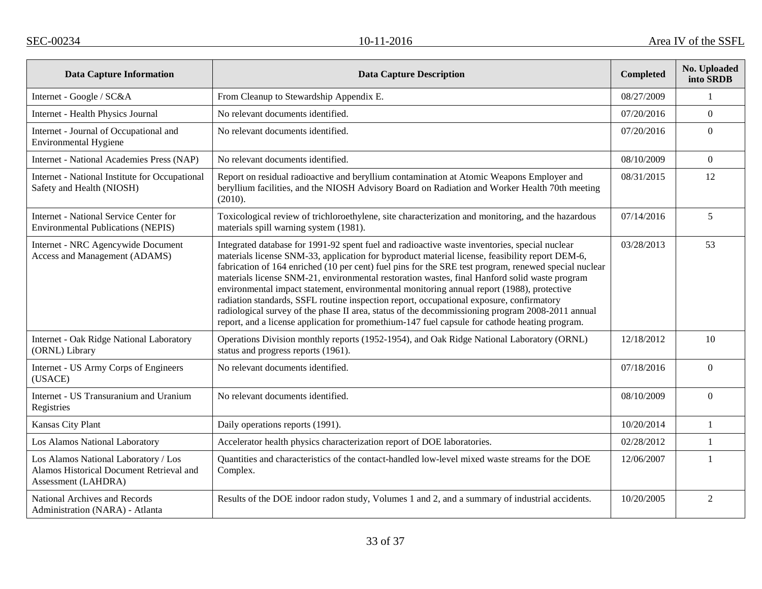| Data Capture Information | Data Capture Description | Completed | No. Uploaded into SRDB |
|---|---|---|---|
| Internet - Google / SC&A | From Cleanup to Stewardship Appendix E. | 08/27/2009 | 1 |
| Internet - Health Physics Journal | No relevant documents identified. | 07/20/2016 | 0 |
| Internet - Journal of Occupational and Environmental Hygiene | No relevant documents identified. | 07/20/2016 | 0 |
| Internet - National Academies Press (NAP) | No relevant documents identified. | 08/10/2009 | 0 |
| Internet - National Institute for Occupational Safety and Health (NIOSH) | Report on residual radioactive and beryllium contamination at Atomic Weapons Employer and beryllium facilities, and the NIOSH Advisory Board on Radiation and Worker Health 70th meeting (2010). | 08/31/2015 | 12 |
| Internet - National Service Center for Environmental Publications (NEPIS) | Toxicological review of trichloroethylene, site characterization and monitoring, and the hazardous materials spill warning system (1981). | 07/14/2016 | 5 |
| Internet - NRC Agencywide Document Access and Management (ADAMS) | Integrated database for 1991-92 spent fuel and radioactive waste inventories, special nuclear materials license SNM-33, application for byproduct material license, feasibility report DEM-6, fabrication of 164 enriched (10 per cent) fuel pins for the SRE test program, renewed special nuclear materials license SNM-21, environmental restoration wastes, final Hanford solid waste program environmental impact statement, environmental monitoring annual report (1988), protective radiation standards, SSFL routine inspection report, occupational exposure, confirmatory radiological survey of the phase II area, status of the decommissioning program 2008-2011 annual report, and a license application for promethium-147 fuel capsule for cathode heating program. | 03/28/2013 | 53 |
| Internet - Oak Ridge National Laboratory (ORNL) Library | Operations Division monthly reports (1952-1954), and Oak Ridge National Laboratory (ORNL) status and progress reports (1961). | 12/18/2012 | 10 |
| Internet - US Army Corps of Engineers (USACE) | No relevant documents identified. | 07/18/2016 | 0 |
| Internet - US Transuranium and Uranium Registries | No relevant documents identified. | 08/10/2009 | 0 |
| Kansas City Plant | Daily operations reports (1991). | 10/20/2014 | 1 |
| Los Alamos National Laboratory | Accelerator health physics characterization report of DOE laboratories. | 02/28/2012 | 1 |
| Los Alamos National Laboratory / Los Alamos Historical Document Retrieval and Assessment (LAHDRA) | Quantities and characteristics of the contact-handled low-level mixed waste streams for the DOE Complex. | 12/06/2007 | 1 |
| National Archives and Records Administration (NARA) - Atlanta | Results of the DOE indoor radon study, Volumes 1 and 2, and a summary of industrial accidents. | 10/20/2005 | 2 |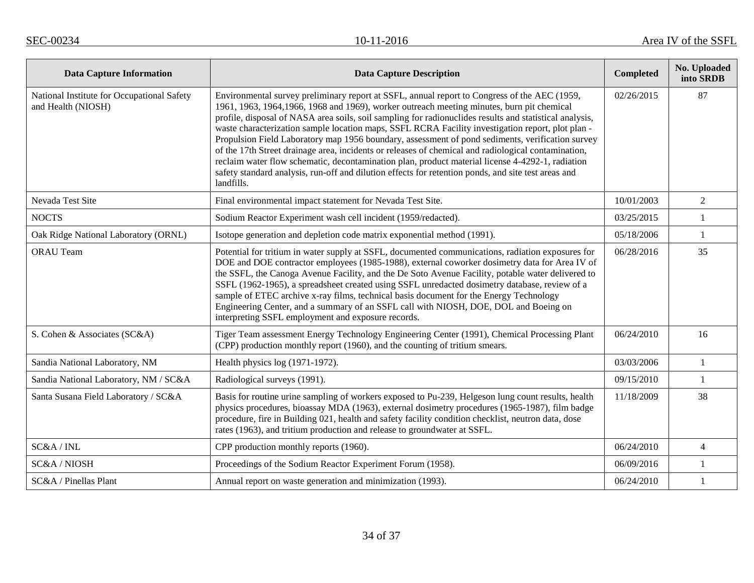| Data Capture Information | Data Capture Description | Completed | No. Uploaded into SRDB |
|---|---|---|---|
| National Institute for Occupational Safety and Health (NIOSH) | Environmental survey preliminary report at SSFL, annual report to Congress of the AEC (1959, 1961, 1963, 1964,1966, 1968 and 1969), worker outreach meeting minutes, burn pit chemical profile, disposal of NASA area soils, soil sampling for radionuclides results and statistical analysis, waste characterization sample location maps, SSFL RCRA Facility investigation report, plot plan - Propulsion Field Laboratory map 1956 boundary, assessment of pond sediments, verification survey of the 17th Street drainage area, incidents or releases of chemical and radiological contamination, reclaim water flow schematic, decontamination plan, product material license 4-4292-1, radiation safety standard analysis, run-off and dilution effects for retention ponds, and site test areas and landfills. | 02/26/2015 | 87 |
| Nevada Test Site | Final environmental impact statement for Nevada Test Site. | 10/01/2003 | 2 |
| NOCTS | Sodium Reactor Experiment wash cell incident (1959/redacted). | 03/25/2015 | 1 |
| Oak Ridge National Laboratory (ORNL) | Isotope generation and depletion code matrix exponential method (1991). | 05/18/2006 | 1 |
| ORAU Team | Potential for tritium in water supply at SSFL, documented communications, radiation exposures for DOE and DOE contractor employees (1985-1988), external coworker dosimetry data for Area IV of the SSFL, the Canoga Avenue Facility, and the De Soto Avenue Facility, potable water delivered to SSFL (1962-1965), a spreadsheet created using SSFL unredacted dosimetry database, review of a sample of ETEC archive x-ray films, technical basis document for the Energy Technology Engineering Center, and a summary of an SSFL call with NIOSH, DOE, DOL and Boeing on interpreting SSFL employment and exposure records. | 06/28/2016 | 35 |
| S. Cohen & Associates (SC&A) | Tiger Team assessment Energy Technology Engineering Center (1991), Chemical Processing Plant (CPP) production monthly report (1960), and the counting of tritium smears. | 06/24/2010 | 16 |
| Sandia National Laboratory, NM | Health physics log (1971-1972). | 03/03/2006 | 1 |
| Sandia National Laboratory, NM / SC&A | Radiological surveys (1991). | 09/15/2010 | 1 |
| Santa Susana Field Laboratory / SC&A | Basis for routine urine sampling of workers exposed to Pu-239, Helgeson lung count results, health physics procedures, bioassay MDA (1963), external dosimetry procedures (1965-1987), film badge procedure, fire in Building 021, health and safety facility condition checklist, neutron data, dose rates (1963), and tritium production and release to groundwater at SSFL. | 11/18/2009 | 38 |
| SC&A / INL | CPP production monthly reports (1960). | 06/24/2010 | 4 |
| SC&A / NIOSH | Proceedings of the Sodium Reactor Experiment Forum (1958). | 06/09/2016 | 1 |
| SC&A / Pinellas Plant | Annual report on waste generation and minimization (1993). | 06/24/2010 | 1 |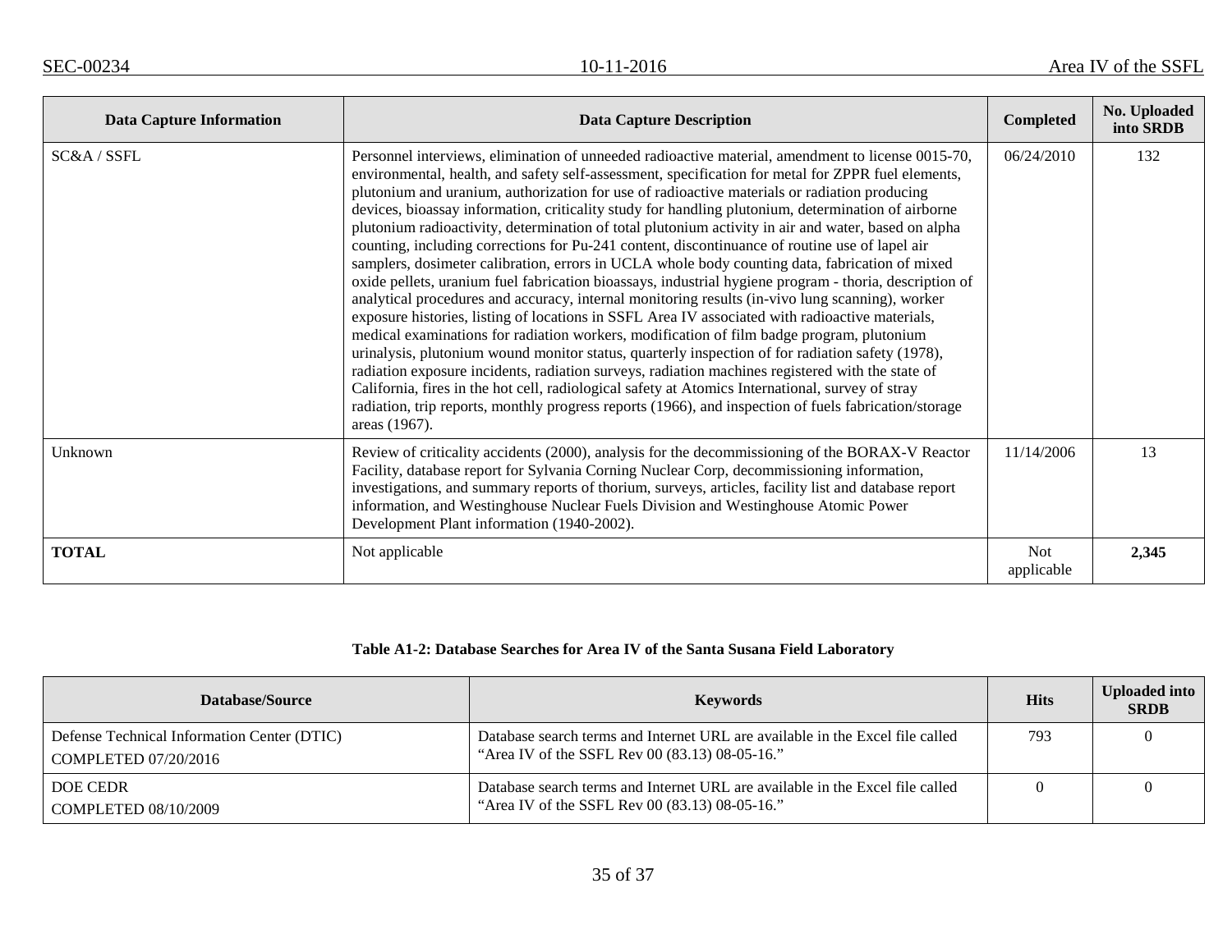| Data Capture Information | Data Capture Description | Completed | No. Uploaded into SRDB |
|---|---|---|---|
| SC&A / SSFL | Personnel interviews, elimination of unneeded radioactive material, amendment to license 0015-70, environmental, health, and safety self-assessment, specification for metal for ZPPR fuel elements, plutonium and uranium, authorization for use of radioactive materials or radiation producing devices, bioassay information, criticality study for handling plutonium, determination of airborne plutonium radioactivity, determination of total plutonium activity in air and water, based on alpha counting, including corrections for Pu-241 content, discontinuance of routine use of lapel air samplers, dosimeter calibration, errors in UCLA whole body counting data, fabrication of mixed oxide pellets, uranium fuel fabrication bioassays, industrial hygiene program - thoria, description of analytical procedures and accuracy, internal monitoring results (in-vivo lung scanning), worker exposure histories, listing of locations in SSFL Area IV associated with radioactive materials, medical examinations for radiation workers, modification of film badge program, plutonium urinalysis, plutonium wound monitor status, quarterly inspection of for radiation safety (1978), radiation exposure incidents, radiation surveys, radiation machines registered with the state of California, fires in the hot cell, radiological safety at Atomics International, survey of stray radiation, trip reports, monthly progress reports (1966), and inspection of fuels fabrication/storage areas (1967). | 06/24/2010 | 132 |
| Unknown | Review of criticality accidents (2000), analysis for the decommissioning of the BORAX-V Reactor Facility, database report for Sylvania Corning Nuclear Corp, decommissioning information, investigations, and summary reports of thorium, surveys, articles, facility list and database report information, and Westinghouse Nuclear Fuels Division and Westinghouse Atomic Power Development Plant information (1940-2002). | 11/14/2006 | 13 |
| **TOTAL** | Not applicable | Not applicable | **2,345** |

**Table A1-2: Database Searches for Area IV of the Santa Susana Field Laboratory**

| Database/Source | Keywords | Hits | Uploaded into SRDB |
|---|---|---|---|
| Defense Technical Information Center (DTIC) COMPLETED 07/20/2016 | Database search terms and Internet URL are available in the Excel file called "Area IV of the SSFL Rev 00 (83.13) 08-05-16." | 793 | 0 |
| DOE CEDR COMPLETED 08/10/2009 | Database search terms and Internet URL are available in the Excel file called "Area IV of the SSFL Rev 00 (83.13) 08-05-16." | 0 | 0 |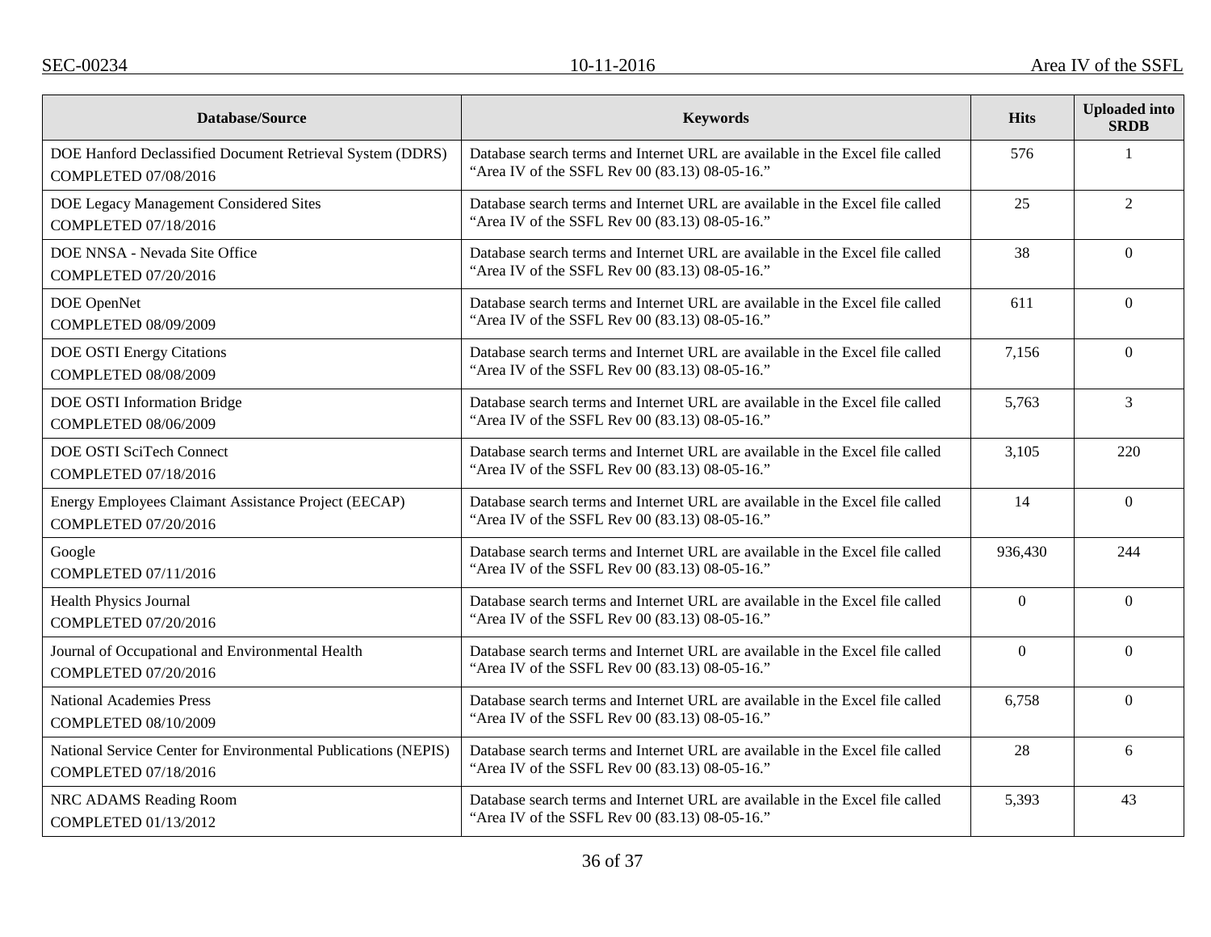| Database/Source | Keywords | Hits | Uploaded into SRDB |
|---|---|---|---|
| DOE Hanford Declassified Document Retrieval System (DDRS)<br>COMPLETED 07/08/2016 | Database search terms and Internet URL are available in the Excel file called “Area IV of the SSFL Rev 00 (83.13) 08-05-16.” | 576 | 1 |
| DOE Legacy Management Considered Sites<br>COMPLETED 07/18/2016 | Database search terms and Internet URL are available in the Excel file called “Area IV of the SSFL Rev 00 (83.13) 08-05-16.” | 25 | 2 |
| DOE NNSA - Nevada Site Office<br>COMPLETED 07/20/2016 | Database search terms and Internet URL are available in the Excel file called “Area IV of the SSFL Rev 00 (83.13) 08-05-16.” | 38 | 0 |
| DOE OpenNet<br>COMPLETED 08/09/2009 | Database search terms and Internet URL are available in the Excel file called “Area IV of the SSFL Rev 00 (83.13) 08-05-16.” | 611 | 0 |
| DOE OSTI Energy Citations<br>COMPLETED 08/08/2009 | Database search terms and Internet URL are available in the Excel file called “Area IV of the SSFL Rev 00 (83.13) 08-05-16.” | 7,156 | 0 |
| DOE OSTI Information Bridge<br>COMPLETED 08/06/2009 | Database search terms and Internet URL are available in the Excel file called “Area IV of the SSFL Rev 00 (83.13) 08-05-16.” | 5,763 | 3 |
| DOE OSTI SciTech Connect<br>COMPLETED 07/18/2016 | Database search terms and Internet URL are available in the Excel file called “Area IV of the SSFL Rev 00 (83.13) 08-05-16.” | 3,105 | 220 |
| Energy Employees Claimant Assistance Project (EECAP)<br>COMPLETED 07/20/2016 | Database search terms and Internet URL are available in the Excel file called “Area IV of the SSFL Rev 00 (83.13) 08-05-16.” | 14 | 0 |
| Google<br>COMPLETED 07/11/2016 | Database search terms and Internet URL are available in the Excel file called “Area IV of the SSFL Rev 00 (83.13) 08-05-16.” | 936,430 | 244 |
| Health Physics Journal<br>COMPLETED 07/20/2016 | Database search terms and Internet URL are available in the Excel file called “Area IV of the SSFL Rev 00 (83.13) 08-05-16.” | 0 | 0 |
| Journal of Occupational and Environmental Health<br>COMPLETED 07/20/2016 | Database search terms and Internet URL are available in the Excel file called “Area IV of the SSFL Rev 00 (83.13) 08-05-16.” | 0 | 0 |
| National Academies Press<br>COMPLETED 08/10/2009 | Database search terms and Internet URL are available in the Excel file called “Area IV of the SSFL Rev 00 (83.13) 08-05-16.” | 6,758 | 0 |
| National Service Center for Environmental Publications (NEPIS)<br>COMPLETED 07/18/2016 | Database search terms and Internet URL are available in the Excel file called “Area IV of the SSFL Rev 00 (83.13) 08-05-16.” | 28 | 6 |
| NRC ADAMS Reading Room<br>COMPLETED 01/13/2012 | Database search terms and Internet URL are available in the Excel file called “Area IV of the SSFL Rev 00 (83.13) 08-05-16.” | 5,393 | 43 |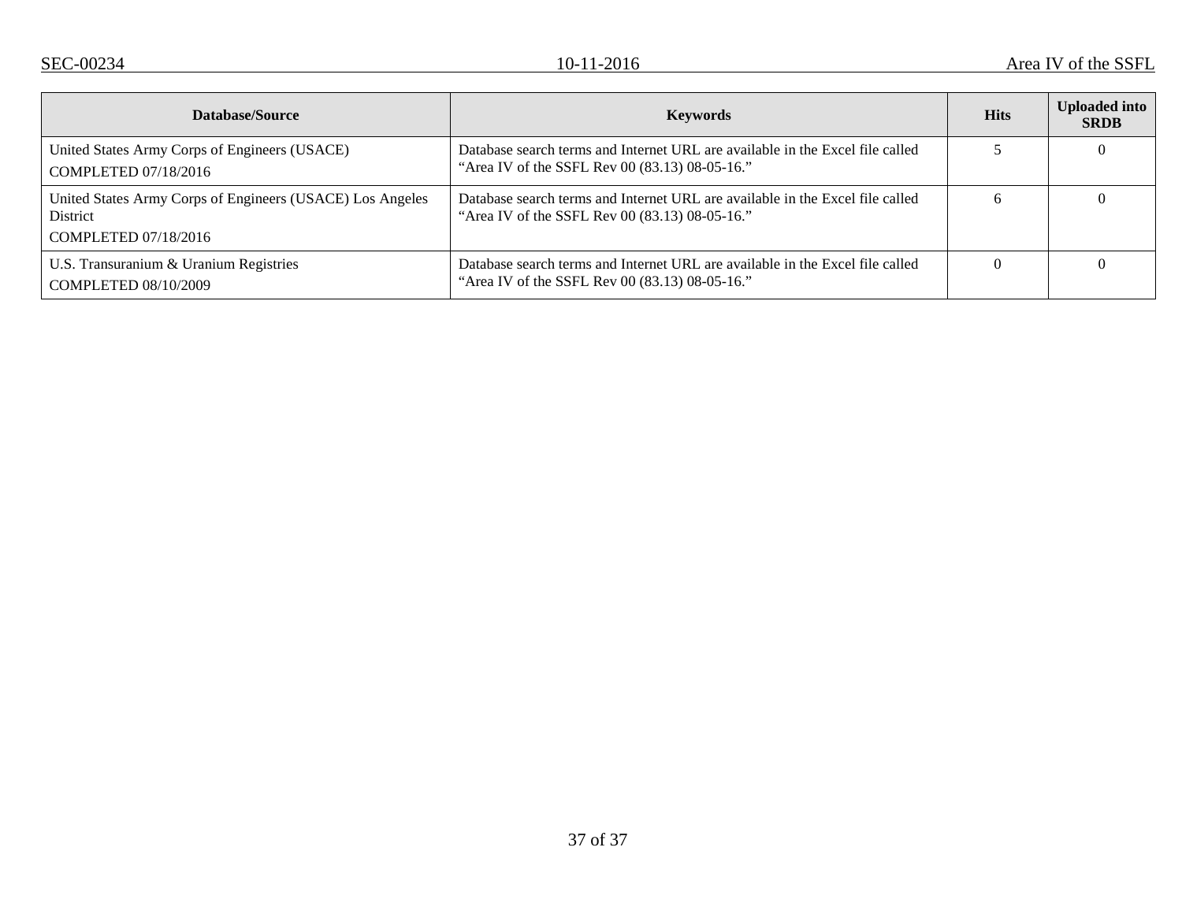| Database/Source | Keywords | Hits | Uploaded into SRDB |
|---|---|---|---|
| United States Army Corps of Engineers (USACE)<br>COMPLETED 07/18/2016 | Database search terms and Internet URL are available in the Excel file called "Area IV of the SSFL Rev 00 (83.13) 08-05-16." | 5 | 0 |
| United States Army Corps of Engineers (USACE) Los Angeles District<br>COMPLETED 07/18/2016 | Database search terms and Internet URL are available in the Excel file called "Area IV of the SSFL Rev 00 (83.13) 08-05-16." | 6 | 0 |
| U.S. Transuranium & Uranium Registries<br>COMPLETED 08/10/2009 | Database search terms and Internet URL are available in the Excel file called "Area IV of the SSFL Rev 00 (83.13) 08-05-16." | 0 | 0 |